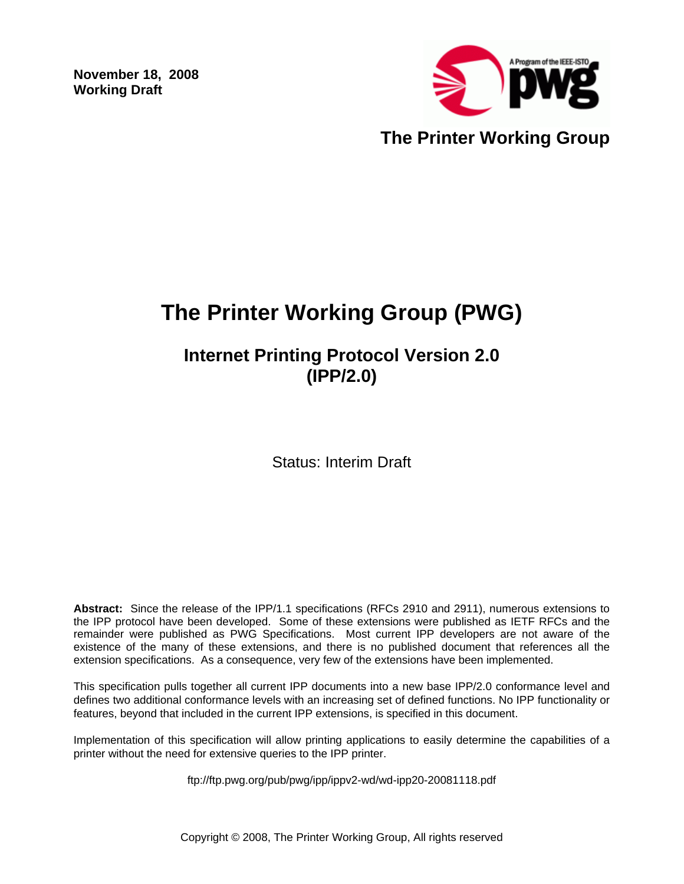**November 18, 2008**
**Working Draft**

A Program of the IEEE-ISTO

**The Printer Working Group**

# The Printer Working Group (PWG)

## Internet Printing Protocol Version 2.0 (IPP/2.0)

Status: Interim Draft

**Abstract:** Since the release of the IPP/1.1 specifications (RFCs 2910 and 2911), numerous extensions to the IPP protocol have been developed. Some of these extensions were published as IETF RFCs and the remainder were published as PWG Specifications. Most current IPP developers are not aware of the existence of the many of these extensions, and there is no published document that references all the extension specifications. As a consequence, very few of the extensions have been implemented.

This specification pulls together all current IPP documents into a new base IPP/2.0 conformance level and defines two additional conformance levels with an increasing set of defined functions. No IPP functionality or features, beyond that included in the current IPP extensions, is specified in this document.

Implementation of this specification will allow printing applications to easily determine the capabilities of a printer without the need for extensive queries to the IPP printer.

ftp://ftp.pwg.org/pub/pwg/ipp/ippv2-wd/wd-ipp20-20081118.pdf

Copyright © 2008, The Printer Working Group, All rights reserved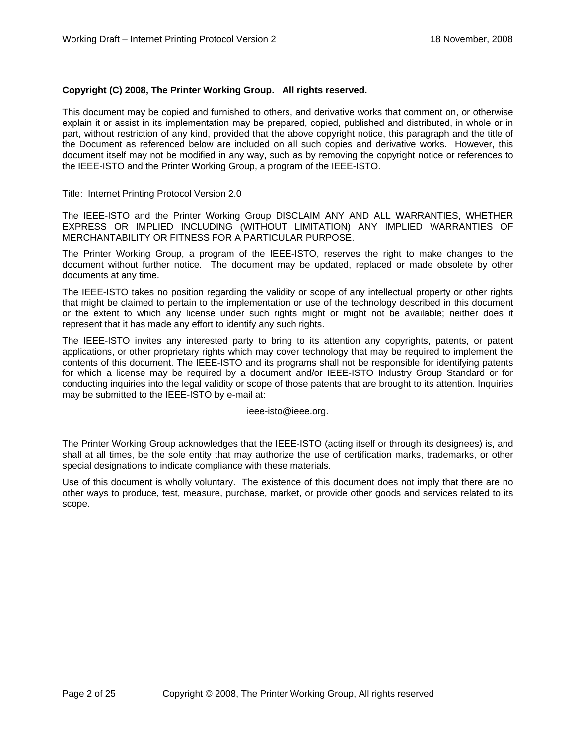**Copyright (C) 2008, The Printer Working Group. All rights reserved.**

This document may be copied and furnished to others, and derivative works that comment on, or otherwise explain it or assist in its implementation may be prepared, copied, published and distributed, in whole or in part, without restriction of any kind, provided that the above copyright notice, this paragraph and the title of the Document as referenced below are included on all such copies and derivative works. However, this document itself may not be modified in any way, such as by removing the copyright notice or references to the IEEE-ISTO and the Printer Working Group, a program of the IEEE-ISTO.

Title: Internet Printing Protocol Version 2.0

The IEEE-ISTO and the Printer Working Group DISCLAIM ANY AND ALL WARRANTIES, WHETHER EXPRESS OR IMPLIED INCLUDING (WITHOUT LIMITATION) ANY IMPLIED WARRANTIES OF MERCHANTABILITY OR FITNESS FOR A PARTICULAR PURPOSE.

The Printer Working Group, a program of the IEEE-ISTO, reserves the right to make changes to the document without further notice. The document may be updated, replaced or made obsolete by other documents at any time.

The IEEE-ISTO takes no position regarding the validity or scope of any intellectual property or other rights that might be claimed to pertain to the implementation or use of the technology described in this document or the extent to which any license under such rights might or might not be available; neither does it represent that it has made any effort to identify any such rights.

The IEEE-ISTO invites any interested party to bring to its attention any copyrights, patents, or patent applications, or other proprietary rights which may cover technology that may be required to implement the contents of this document. The IEEE-ISTO and its programs shall not be responsible for identifying patents for which a license may be required by a document and/or IEEE-ISTO Industry Group Standard or for conducting inquiries into the legal validity or scope of those patents that are brought to its attention. Inquiries may be submitted to the IEEE-ISTO by e-mail at:

ieee-isto@ieee.org.

The Printer Working Group acknowledges that the IEEE-ISTO (acting itself or through its designees) is, and shall at all times, be the sole entity that may authorize the use of certification marks, trademarks, or other special designations to indicate compliance with these materials.

Use of this document is wholly voluntary. The existence of this document does not imply that there are no other ways to produce, test, measure, purchase, market, or provide other goods and services related to its scope.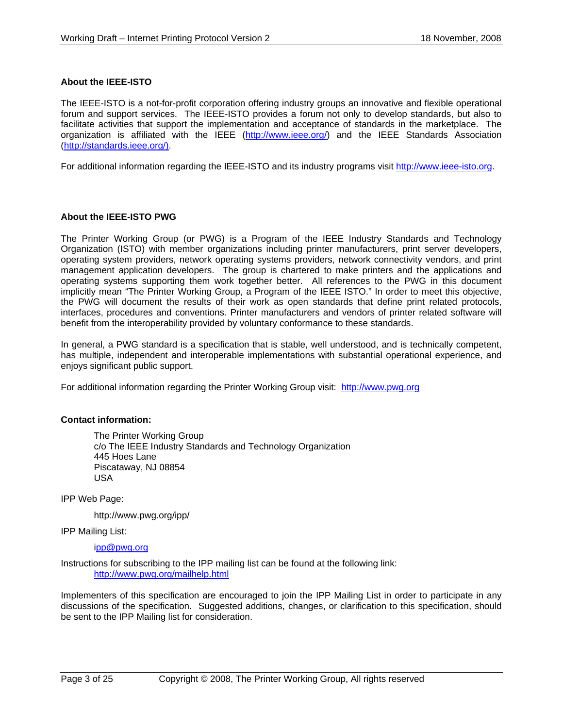**About the IEEE-ISTO**

The IEEE-ISTO is a not-for-profit corporation offering industry groups an innovative and flexible operational forum and support services. The IEEE-ISTO provides a forum not only to develop standards, but also to facilitate activities that support the implementation and acceptance of standards in the marketplace. The organization is affiliated with the IEEE (http://www.ieee.org/) and the IEEE Standards Association (http://standards.ieee.org/).

For additional information regarding the IEEE-ISTO and its industry programs visit http://www.ieee-isto.org.

**About the IEEE-ISTO PWG**

The Printer Working Group (or PWG) is a Program of the IEEE Industry Standards and Technology Organization (ISTO) with member organizations including printer manufacturers, print server developers, operating system providers, network operating systems providers, network connectivity vendors, and print management application developers. The group is chartered to make printers and the applications and operating systems supporting them work together better. All references to the PWG in this document implicitly mean "The Printer Working Group, a Program of the IEEE ISTO." In order to meet this objective, the PWG will document the results of their work as open standards that define print related protocols, interfaces, procedures and conventions. Printer manufacturers and vendors of printer related software will benefit from the interoperability provided by voluntary conformance to these standards.

In general, a PWG standard is a specification that is stable, well understood, and is technically competent, has multiple, independent and interoperable implementations with substantial operational experience, and enjoys significant public support.

For additional information regarding the Printer Working Group visit: http://www.pwg.org

**Contact information:**

The Printer Working Group
c/o The IEEE Industry Standards and Technology Organization
445 Hoes Lane
Piscataway, NJ 08854
USA

IPP Web Page:

http://www.pwg.org/ipp/

IPP Mailing List:

ipp@pwg.org

Instructions for subscribing to the IPP mailing list can be found at the following link:
http://www.pwg.org/mailhelp.html

Implementers of this specification are encouraged to join the IPP Mailing List in order to participate in any discussions of the specification. Suggested additions, changes, or clarification to this specification, should be sent to the IPP Mailing list for consideration.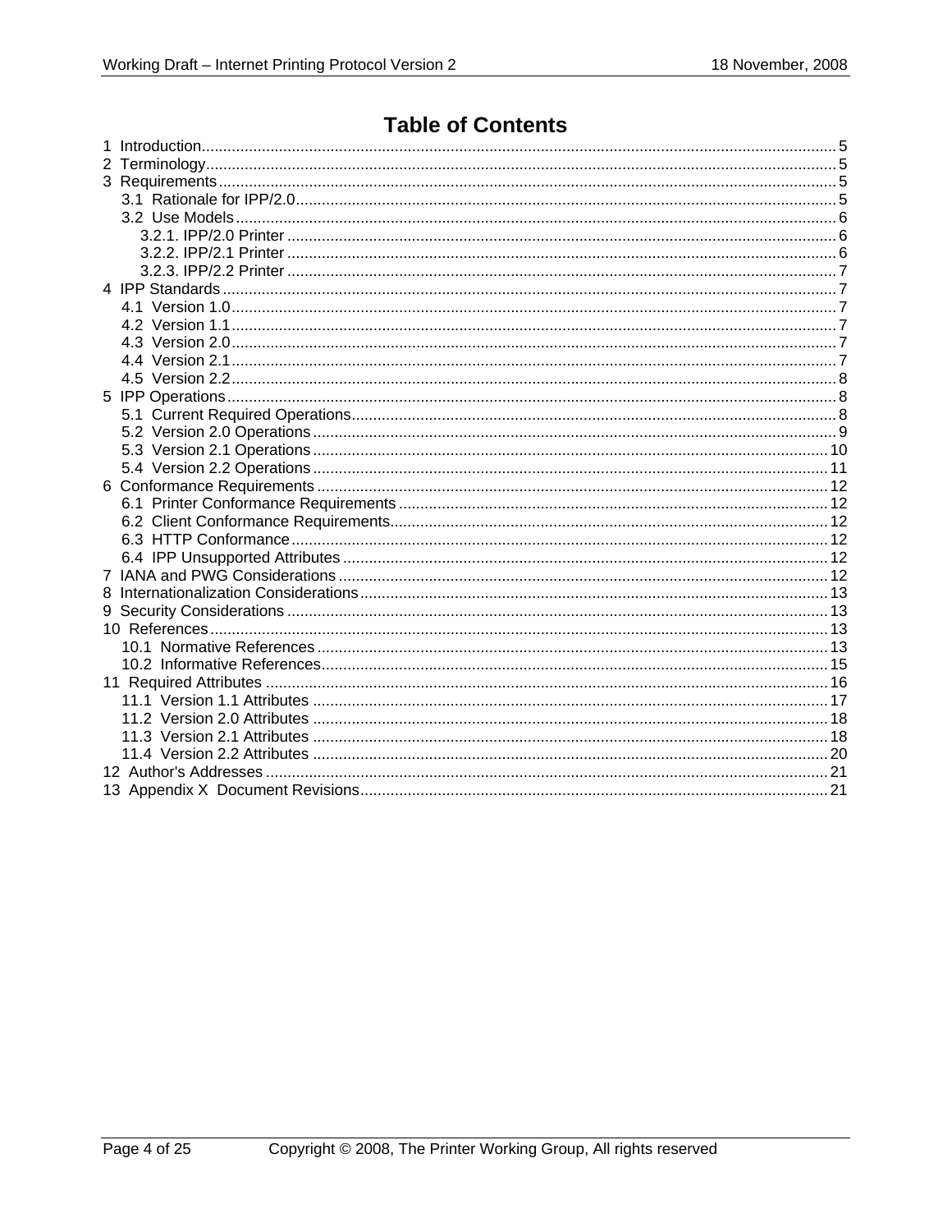# Table of Contents

1 Introduction .......... 5
2 Terminology .......... 5
3 Requirements .......... 5
  3.1 Rationale for IPP/2.0 .......... 5
  3.2 Use Models .......... 6
    3.2.1. IPP/2.0 Printer .......... 6
    3.2.2. IPP/2.1 Printer .......... 6
    3.2.3. IPP/2.2 Printer .......... 7
4 IPP Standards .......... 7
  4.1 Version 1.0 .......... 7
  4.2 Version 1.1 .......... 7
  4.3 Version 2.0 .......... 7
  4.4 Version 2.1 .......... 7
  4.5 Version 2.2 .......... 8
5 IPP Operations .......... 8
  5.1 Current Required Operations .......... 8
  5.2 Version 2.0 Operations .......... 9
  5.3 Version 2.1 Operations .......... 10
  5.4 Version 2.2 Operations .......... 11
6 Conformance Requirements .......... 12
  6.1 Printer Conformance Requirements .......... 12
  6.2 Client Conformance Requirements .......... 12
  6.3 HTTP Conformance .......... 12
  6.4 IPP Unsupported Attributes .......... 12
7 IANA and PWG Considerations .......... 12
8 Internationalization Considerations .......... 13
9 Security Considerations .......... 13
10 References .......... 13
  10.1 Normative References .......... 13
  10.2 Informative References .......... 15
11 Required Attributes .......... 16
  11.1 Version 1.1 Attributes .......... 17
  11.2 Version 2.0 Attributes .......... 18
  11.3 Version 2.1 Attributes .......... 18
  11.4 Version 2.2 Attributes .......... 20
12 Author's Addresses .......... 21
13 Appendix X Document Revisions .......... 21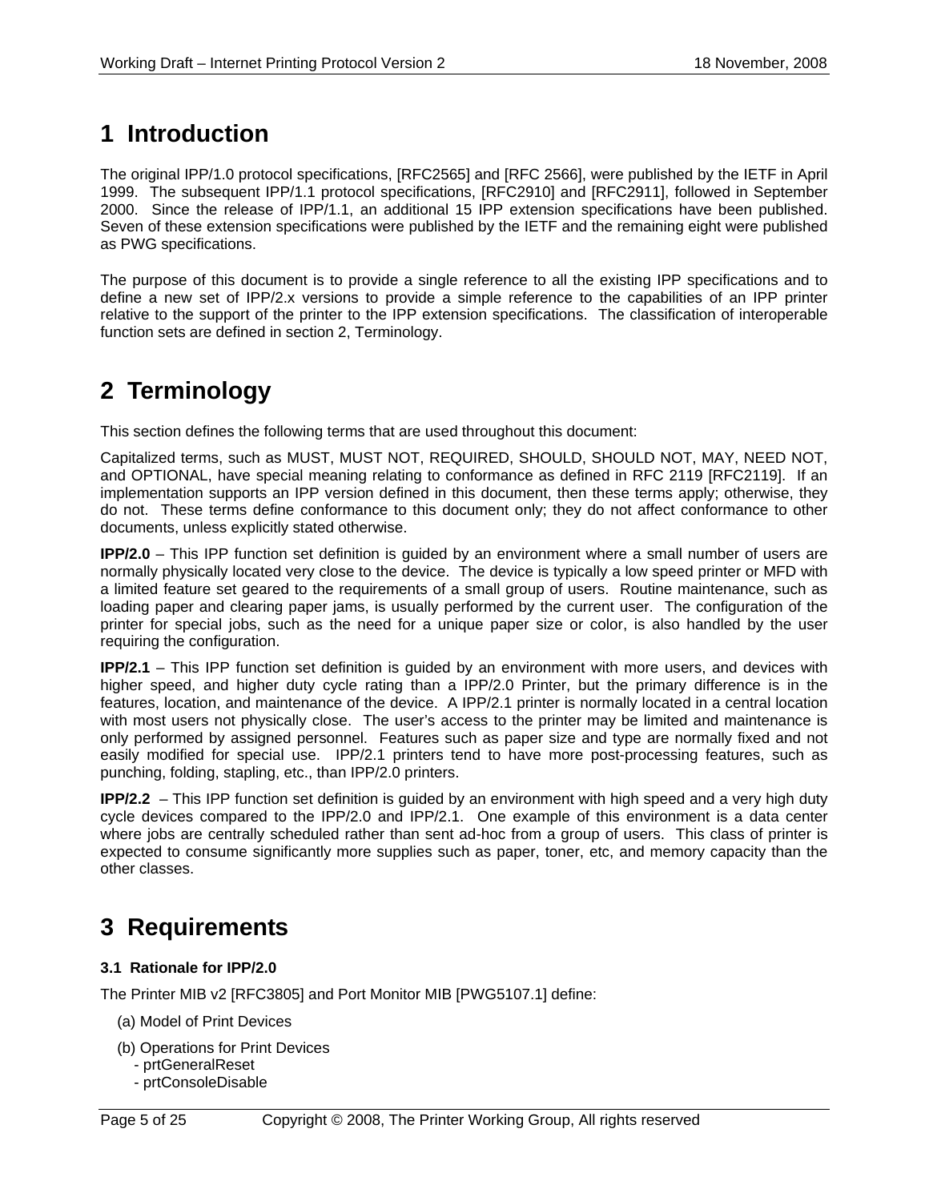# 1 Introduction

The original IPP/1.0 protocol specifications, [RFC2565] and [RFC 2566], were published by the IETF in April 1999. The subsequent IPP/1.1 protocol specifications, [RFC2910] and [RFC2911], followed in September 2000. Since the release of IPP/1.1, an additional 15 IPP extension specifications have been published. Seven of these extension specifications were published by the IETF and the remaining eight were published as PWG specifications.

The purpose of this document is to provide a single reference to all the existing IPP specifications and to define a new set of IPP/2.x versions to provide a simple reference to the capabilities of an IPP printer relative to the support of the printer to the IPP extension specifications. The classification of interoperable function sets are defined in section 2, Terminology.

# 2 Terminology

This section defines the following terms that are used throughout this document:

Capitalized terms, such as MUST, MUST NOT, REQUIRED, SHOULD, SHOULD NOT, MAY, NEED NOT, and OPTIONAL, have special meaning relating to conformance as defined in RFC 2119 [RFC2119]. If an implementation supports an IPP version defined in this document, then these terms apply; otherwise, they do not. These terms define conformance to this document only; they do not affect conformance to other documents, unless explicitly stated otherwise.

**IPP/2.0** – This IPP function set definition is guided by an environment where a small number of users are normally physically located very close to the device. The device is typically a low speed printer or MFD with a limited feature set geared to the requirements of a small group of users. Routine maintenance, such as loading paper and clearing paper jams, is usually performed by the current user. The configuration of the printer for special jobs, such as the need for a unique paper size or color, is also handled by the user requiring the configuration.

**IPP/2.1** – This IPP function set definition is guided by an environment with more users, and devices with higher speed, and higher duty cycle rating than a IPP/2.0 Printer, but the primary difference is in the features, location, and maintenance of the device. A IPP/2.1 printer is normally located in a central location with most users not physically close. The user's access to the printer may be limited and maintenance is only performed by assigned personnel. Features such as paper size and type are normally fixed and not easily modified for special use. IPP/2.1 printers tend to have more post-processing features, such as punching, folding, stapling, etc., than IPP/2.0 printers.

**IPP/2.2** – This IPP function set definition is guided by an environment with high speed and a very high duty cycle devices compared to the IPP/2.0 and IPP/2.1. One example of this environment is a data center where jobs are centrally scheduled rather than sent ad-hoc from a group of users. This class of printer is expected to consume significantly more supplies such as paper, toner, etc, and memory capacity than the other classes.

# 3 Requirements

### 3.1 Rationale for IPP/2.0

The Printer MIB v2 [RFC3805] and Port Monitor MIB [PWG5107.1] define:

(a) Model of Print Devices

(b) Operations for Print Devices
- prtGeneralReset
- prtConsoleDisable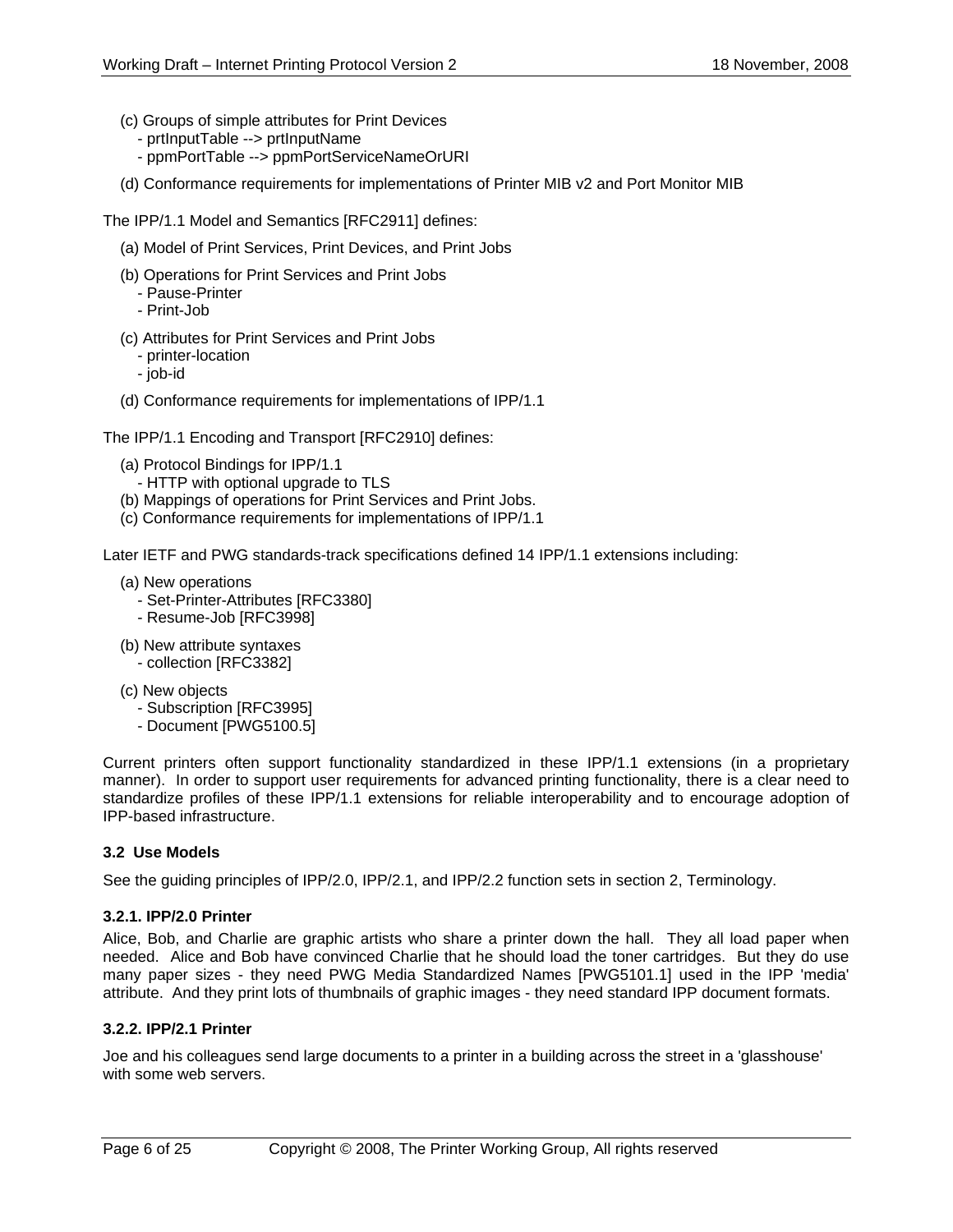(c) Groups of simple attributes for Print Devices
   - prtInputTable --> prtInputName
   - ppmPortTable --> ppmPortServiceNameOrURI

(d) Conformance requirements for implementations of Printer MIB v2 and Port Monitor MIB

The IPP/1.1 Model and Semantics [RFC2911] defines:

(a) Model of Print Services, Print Devices, and Print Jobs

(b) Operations for Print Services and Print Jobs
   - Pause-Printer
   - Print-Job

(c) Attributes for Print Services and Print Jobs
   - printer-location
   - job-id

(d) Conformance requirements for implementations of IPP/1.1

The IPP/1.1 Encoding and Transport [RFC2910] defines:

(a) Protocol Bindings for IPP/1.1
   - HTTP with optional upgrade to TLS
(b) Mappings of operations for Print Services and Print Jobs.
(c) Conformance requirements for implementations of IPP/1.1

Later IETF and PWG standards-track specifications defined 14 IPP/1.1 extensions including:

(a) New operations
   - Set-Printer-Attributes [RFC3380]
   - Resume-Job [RFC3998]

(b) New attribute syntaxes
   - collection [RFC3382]

(c) New objects
   - Subscription [RFC3995]
   - Document [PWG5100.5]

Current printers often support functionality standardized in these IPP/1.1 extensions (in a proprietary manner). In order to support user requirements for advanced printing functionality, there is a clear need to standardize profiles of these IPP/1.1 extensions for reliable interoperability and to encourage adoption of IPP-based infrastructure.

### 3.2 Use Models

See the guiding principles of IPP/2.0, IPP/2.1, and IPP/2.2 function sets in section 2, Terminology.

#### 3.2.1. IPP/2.0 Printer

Alice, Bob, and Charlie are graphic artists who share a printer down the hall. They all load paper when needed. Alice and Bob have convinced Charlie that he should load the toner cartridges. But they do use many paper sizes - they need PWG Media Standardized Names [PWG5101.1] used in the IPP 'media' attribute. And they print lots of thumbnails of graphic images - they need standard IPP document formats.

#### 3.2.2. IPP/2.1 Printer

Joe and his colleagues send large documents to a printer in a building across the street in a 'glasshouse' with some web servers.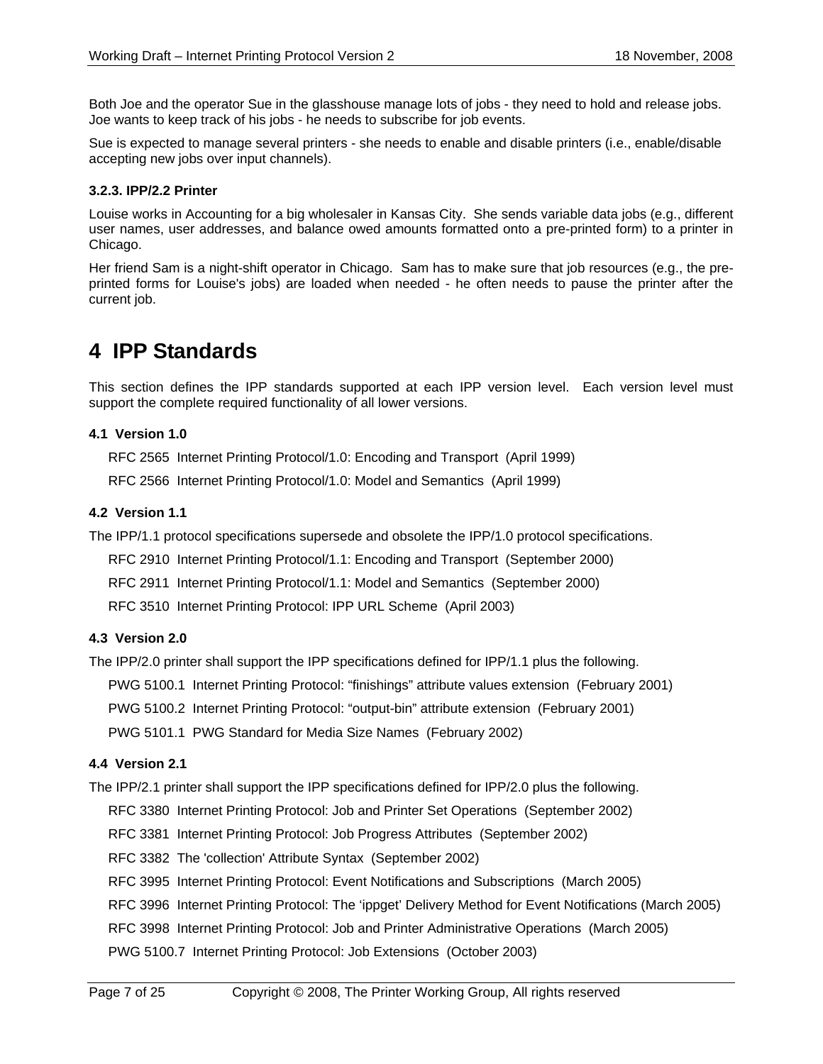Both Joe and the operator Sue in the glasshouse manage lots of jobs - they need to hold and release jobs. Joe wants to keep track of his jobs - he needs to subscribe for job events.

Sue is expected to manage several printers - she needs to enable and disable printers (i.e., enable/disable accepting new jobs over input channels).

#### 3.2.3. IPP/2.2 Printer

Louise works in Accounting for a big wholesaler in Kansas City. She sends variable data jobs (e.g., different user names, user addresses, and balance owed amounts formatted onto a pre-printed form) to a printer in Chicago.

Her friend Sam is a night-shift operator in Chicago. Sam has to make sure that job resources (e.g., the pre-printed forms for Louise's jobs) are loaded when needed - he often needs to pause the printer after the current job.

# 4 IPP Standards

This section defines the IPP standards supported at each IPP version level. Each version level must support the complete required functionality of all lower versions.

### 4.1 Version 1.0

RFC 2565 Internet Printing Protocol/1.0: Encoding and Transport (April 1999)

RFC 2566 Internet Printing Protocol/1.0: Model and Semantics (April 1999)

### 4.2 Version 1.1

The IPP/1.1 protocol specifications supersede and obsolete the IPP/1.0 protocol specifications.

RFC 2910 Internet Printing Protocol/1.1: Encoding and Transport (September 2000)

RFC 2911 Internet Printing Protocol/1.1: Model and Semantics (September 2000)

RFC 3510 Internet Printing Protocol: IPP URL Scheme (April 2003)

### 4.3 Version 2.0

The IPP/2.0 printer shall support the IPP specifications defined for IPP/1.1 plus the following.

PWG 5100.1 Internet Printing Protocol: "finishings" attribute values extension (February 2001)

PWG 5100.2 Internet Printing Protocol: "output-bin" attribute extension (February 2001)

PWG 5101.1 PWG Standard for Media Size Names (February 2002)

### 4.4 Version 2.1

The IPP/2.1 printer shall support the IPP specifications defined for IPP/2.0 plus the following.

RFC 3380 Internet Printing Protocol: Job and Printer Set Operations (September 2002)

RFC 3381 Internet Printing Protocol: Job Progress Attributes (September 2002)

RFC 3382 The 'collection' Attribute Syntax (September 2002)

RFC 3995 Internet Printing Protocol: Event Notifications and Subscriptions (March 2005)

RFC 3996 Internet Printing Protocol: The 'ippget' Delivery Method for Event Notifications (March 2005)

RFC 3998 Internet Printing Protocol: Job and Printer Administrative Operations (March 2005)

PWG 5100.7 Internet Printing Protocol: Job Extensions (October 2003)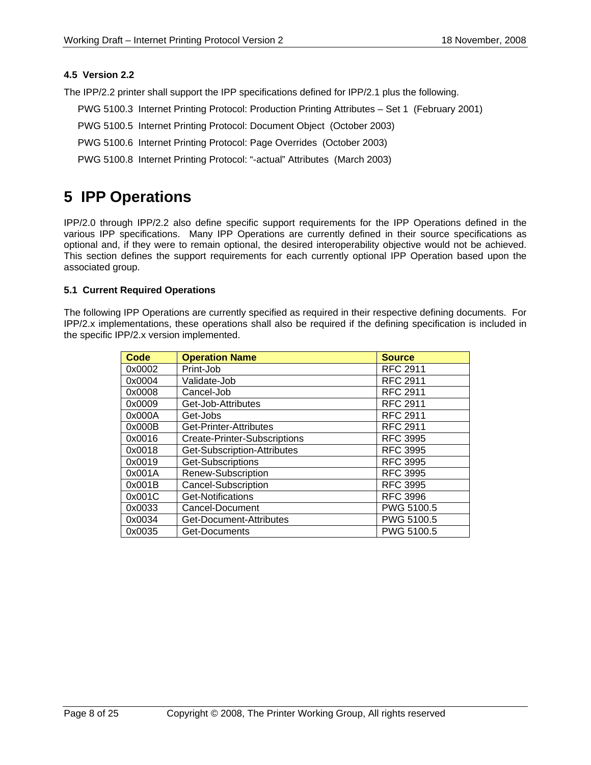### 4.5 Version 2.2

The IPP/2.2 printer shall support the IPP specifications defined for IPP/2.1 plus the following.

PWG 5100.3 Internet Printing Protocol: Production Printing Attributes – Set 1 (February 2001)

PWG 5100.5 Internet Printing Protocol: Document Object (October 2003)

PWG 5100.6 Internet Printing Protocol: Page Overrides (October 2003)

PWG 5100.8 Internet Printing Protocol: “-actual” Attributes (March 2003)

# 5 IPP Operations

IPP/2.0 through IPP/2.2 also define specific support requirements for the IPP Operations defined in the various IPP specifications. Many IPP Operations are currently defined in their source specifications as optional and, if they were to remain optional, the desired interoperability objective would not be achieved. This section defines the support requirements for each currently optional IPP Operation based upon the associated group.

### 5.1 Current Required Operations

The following IPP Operations are currently specified as required in their respective defining documents. For IPP/2.x implementations, these operations shall also be required if the defining specification is included in the specific IPP/2.x version implemented.

| Code | Operation Name | Source |
|---|---|---|
| 0x0002 | Print-Job | RFC 2911 |
| 0x0004 | Validate-Job | RFC 2911 |
| 0x0008 | Cancel-Job | RFC 2911 |
| 0x0009 | Get-Job-Attributes | RFC 2911 |
| 0x000A | Get-Jobs | RFC 2911 |
| 0x000B | Get-Printer-Attributes | RFC 2911 |
| 0x0016 | Create-Printer-Subscriptions | RFC 3995 |
| 0x0018 | Get-Subscription-Attributes | RFC 3995 |
| 0x0019 | Get-Subscriptions | RFC 3995 |
| 0x001A | Renew-Subscription | RFC 3995 |
| 0x001B | Cancel-Subscription | RFC 3995 |
| 0x001C | Get-Notifications | RFC 3996 |
| 0x0033 | Cancel-Document | PWG 5100.5 |
| 0x0034 | Get-Document-Attributes | PWG 5100.5 |
| 0x0035 | Get-Documents | PWG 5100.5 |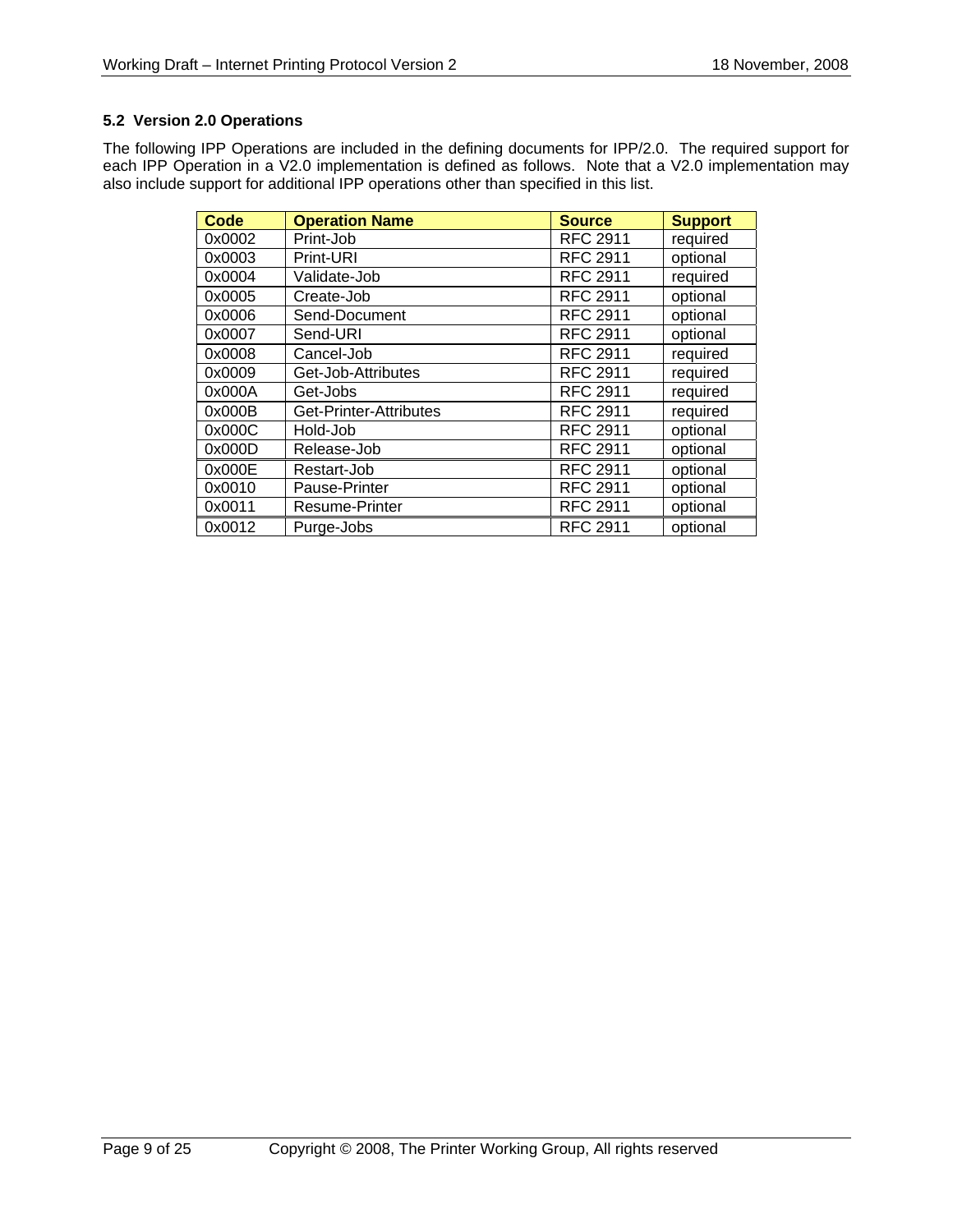### 5.2 Version 2.0 Operations

The following IPP Operations are included in the defining documents for IPP/2.0. The required support for each IPP Operation in a V2.0 implementation is defined as follows. Note that a V2.0 implementation may also include support for additional IPP operations other than specified in this list.

| Code | Operation Name | Source | Support |
|---|---|---|---|
| 0x0002 | Print-Job | RFC 2911 | required |
| 0x0003 | Print-URI | RFC 2911 | optional |
| 0x0004 | Validate-Job | RFC 2911 | required |
| 0x0005 | Create-Job | RFC 2911 | optional |
| 0x0006 | Send-Document | RFC 2911 | optional |
| 0x0007 | Send-URI | RFC 2911 | optional |
| 0x0008 | Cancel-Job | RFC 2911 | required |
| 0x0009 | Get-Job-Attributes | RFC 2911 | required |
| 0x000A | Get-Jobs | RFC 2911 | required |
| 0x000B | Get-Printer-Attributes | RFC 2911 | required |
| 0x000C | Hold-Job | RFC 2911 | optional |
| 0x000D | Release-Job | RFC 2911 | optional |
| 0x000E | Restart-Job | RFC 2911 | optional |
| 0x0010 | Pause-Printer | RFC 2911 | optional |
| 0x0011 | Resume-Printer | RFC 2911 | optional |
| 0x0012 | Purge-Jobs | RFC 2911 | optional |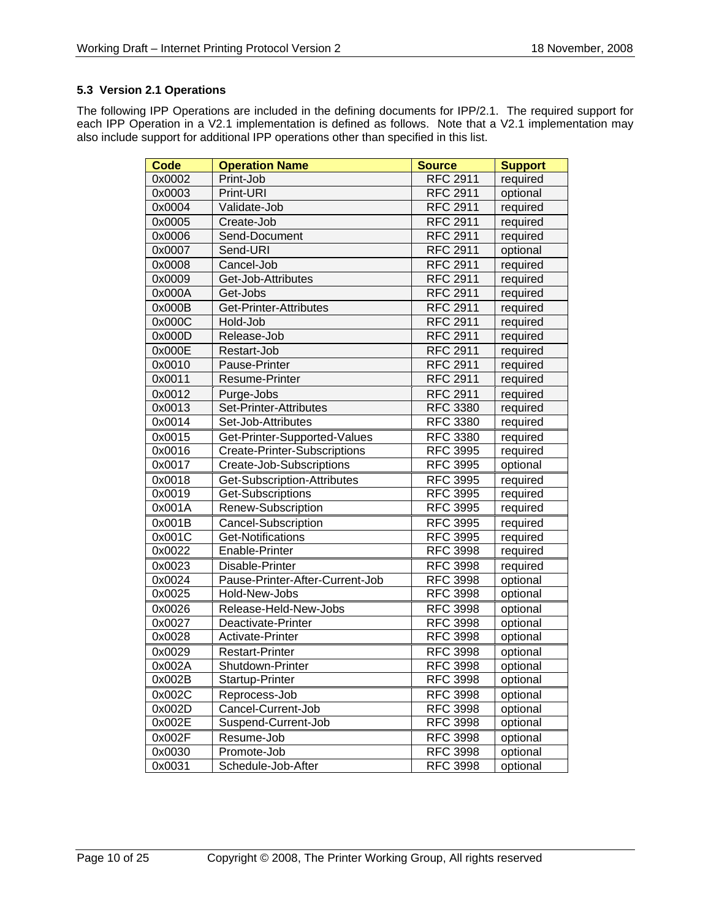### 5.3 Version 2.1 Operations

The following IPP Operations are included in the defining documents for IPP/2.1. The required support for each IPP Operation in a V2.1 implementation is defined as follows. Note that a V2.1 implementation may also include support for additional IPP operations other than specified in this list.

| Code | Operation Name | Source | Support |
|---|---|---|---|
| 0x0002 | Print-Job | RFC 2911 | required |
| 0x0003 | Print-URI | RFC 2911 | optional |
| 0x0004 | Validate-Job | RFC 2911 | required |
| 0x0005 | Create-Job | RFC 2911 | required |
| 0x0006 | Send-Document | RFC 2911 | required |
| 0x0007 | Send-URI | RFC 2911 | optional |
| 0x0008 | Cancel-Job | RFC 2911 | required |
| 0x0009 | Get-Job-Attributes | RFC 2911 | required |
| 0x000A | Get-Jobs | RFC 2911 | required |
| 0x000B | Get-Printer-Attributes | RFC 2911 | required |
| 0x000C | Hold-Job | RFC 2911 | required |
| 0x000D | Release-Job | RFC 2911 | required |
| 0x000E | Restart-Job | RFC 2911 | required |
| 0x0010 | Pause-Printer | RFC 2911 | required |
| 0x0011 | Resume-Printer | RFC 2911 | required |
| 0x0012 | Purge-Jobs | RFC 2911 | required |
| 0x0013 | Set-Printer-Attributes | RFC 3380 | required |
| 0x0014 | Set-Job-Attributes | RFC 3380 | required |
| 0x0015 | Get-Printer-Supported-Values | RFC 3380 | required |
| 0x0016 | Create-Printer-Subscriptions | RFC 3995 | required |
| 0x0017 | Create-Job-Subscriptions | RFC 3995 | optional |
| 0x0018 | Get-Subscription-Attributes | RFC 3995 | required |
| 0x0019 | Get-Subscriptions | RFC 3995 | required |
| 0x001A | Renew-Subscription | RFC 3995 | required |
| 0x001B | Cancel-Subscription | RFC 3995 | required |
| 0x001C | Get-Notifications | RFC 3995 | required |
| 0x0022 | Enable-Printer | RFC 3998 | required |
| 0x0023 | Disable-Printer | RFC 3998 | required |
| 0x0024 | Pause-Printer-After-Current-Job | RFC 3998 | optional |
| 0x0025 | Hold-New-Jobs | RFC 3998 | optional |
| 0x0026 | Release-Held-New-Jobs | RFC 3998 | optional |
| 0x0027 | Deactivate-Printer | RFC 3998 | optional |
| 0x0028 | Activate-Printer | RFC 3998 | optional |
| 0x0029 | Restart-Printer | RFC 3998 | optional |
| 0x002A | Shutdown-Printer | RFC 3998 | optional |
| 0x002B | Startup-Printer | RFC 3998 | optional |
| 0x002C | Reprocess-Job | RFC 3998 | optional |
| 0x002D | Cancel-Current-Job | RFC 3998 | optional |
| 0x002E | Suspend-Current-Job | RFC 3998 | optional |
| 0x002F | Resume-Job | RFC 3998 | optional |
| 0x0030 | Promote-Job | RFC 3998 | optional |
| 0x0031 | Schedule-Job-After | RFC 3998 | optional |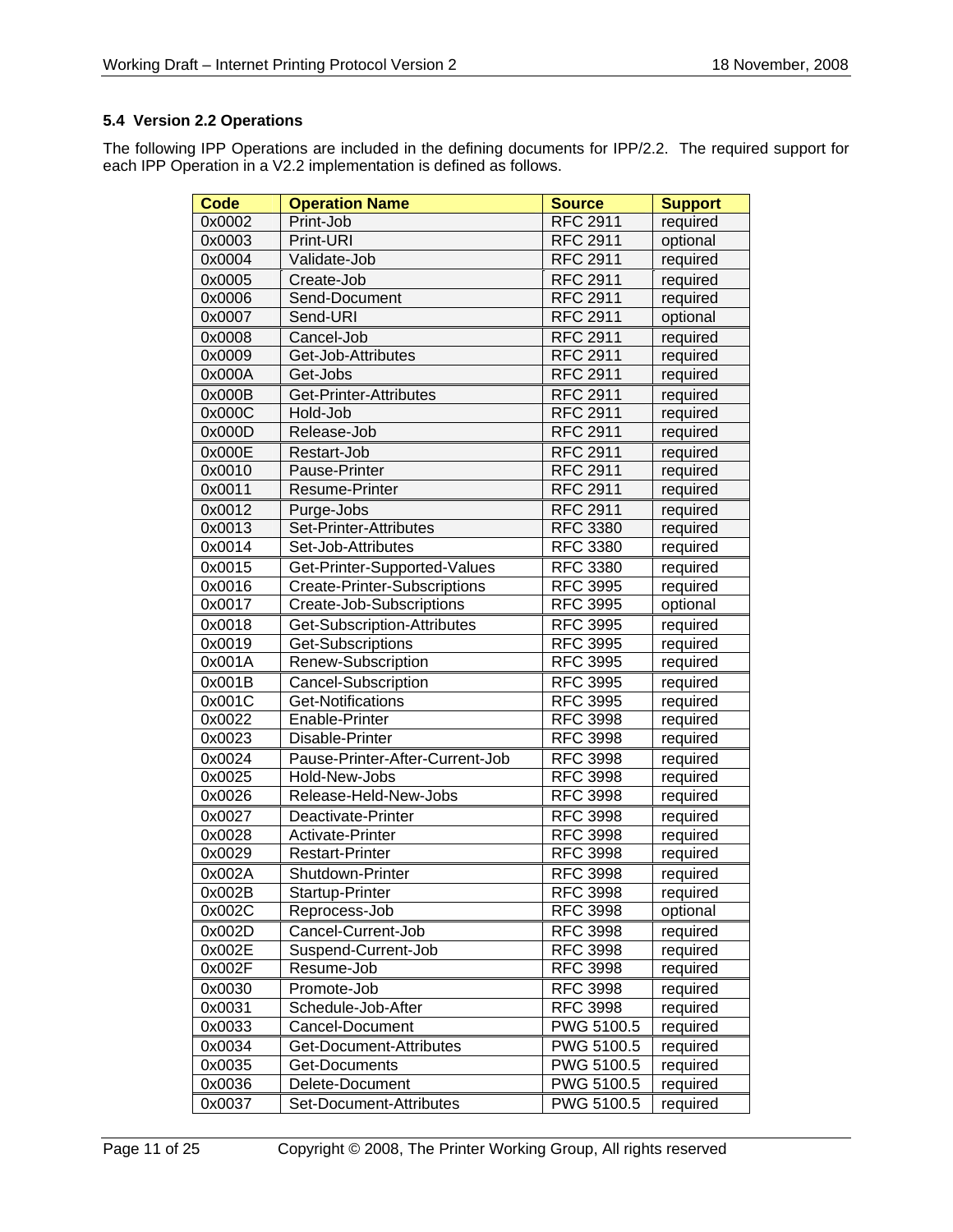### 5.4 Version 2.2 Operations

The following IPP Operations are included in the defining documents for IPP/2.2. The required support for each IPP Operation in a V2.2 implementation is defined as follows.

| Code | Operation Name | Source | Support |
|---|---|---|---|
| 0x0002 | Print-Job | RFC 2911 | required |
| 0x0003 | Print-URI | RFC 2911 | optional |
| 0x0004 | Validate-Job | RFC 2911 | required |
| 0x0005 | Create-Job | RFC 2911 | required |
| 0x0006 | Send-Document | RFC 2911 | required |
| 0x0007 | Send-URI | RFC 2911 | optional |
| 0x0008 | Cancel-Job | RFC 2911 | required |
| 0x0009 | Get-Job-Attributes | RFC 2911 | required |
| 0x000A | Get-Jobs | RFC 2911 | required |
| 0x000B | Get-Printer-Attributes | RFC 2911 | required |
| 0x000C | Hold-Job | RFC 2911 | required |
| 0x000D | Release-Job | RFC 2911 | required |
| 0x000E | Restart-Job | RFC 2911 | required |
| 0x0010 | Pause-Printer | RFC 2911 | required |
| 0x0011 | Resume-Printer | RFC 2911 | required |
| 0x0012 | Purge-Jobs | RFC 2911 | required |
| 0x0013 | Set-Printer-Attributes | RFC 3380 | required |
| 0x0014 | Set-Job-Attributes | RFC 3380 | required |
| 0x0015 | Get-Printer-Supported-Values | RFC 3380 | required |
| 0x0016 | Create-Printer-Subscriptions | RFC 3995 | required |
| 0x0017 | Create-Job-Subscriptions | RFC 3995 | optional |
| 0x0018 | Get-Subscription-Attributes | RFC 3995 | required |
| 0x0019 | Get-Subscriptions | RFC 3995 | required |
| 0x001A | Renew-Subscription | RFC 3995 | required |
| 0x001B | Cancel-Subscription | RFC 3995 | required |
| 0x001C | Get-Notifications | RFC 3995 | required |
| 0x0022 | Enable-Printer | RFC 3998 | required |
| 0x0023 | Disable-Printer | RFC 3998 | required |
| 0x0024 | Pause-Printer-After-Current-Job | RFC 3998 | required |
| 0x0025 | Hold-New-Jobs | RFC 3998 | required |
| 0x0026 | Release-Held-New-Jobs | RFC 3998 | required |
| 0x0027 | Deactivate-Printer | RFC 3998 | required |
| 0x0028 | Activate-Printer | RFC 3998 | required |
| 0x0029 | Restart-Printer | RFC 3998 | required |
| 0x002A | Shutdown-Printer | RFC 3998 | required |
| 0x002B | Startup-Printer | RFC 3998 | required |
| 0x002C | Reprocess-Job | RFC 3998 | optional |
| 0x002D | Cancel-Current-Job | RFC 3998 | required |
| 0x002E | Suspend-Current-Job | RFC 3998 | required |
| 0x002F | Resume-Job | RFC 3998 | required |
| 0x0030 | Promote-Job | RFC 3998 | required |
| 0x0031 | Schedule-Job-After | RFC 3998 | required |
| 0x0033 | Cancel-Document | PWG 5100.5 | required |
| 0x0034 | Get-Document-Attributes | PWG 5100.5 | required |
| 0x0035 | Get-Documents | PWG 5100.5 | required |
| 0x0036 | Delete-Document | PWG 5100.5 | required |
| 0x0037 | Set-Document-Attributes | PWG 5100.5 | required |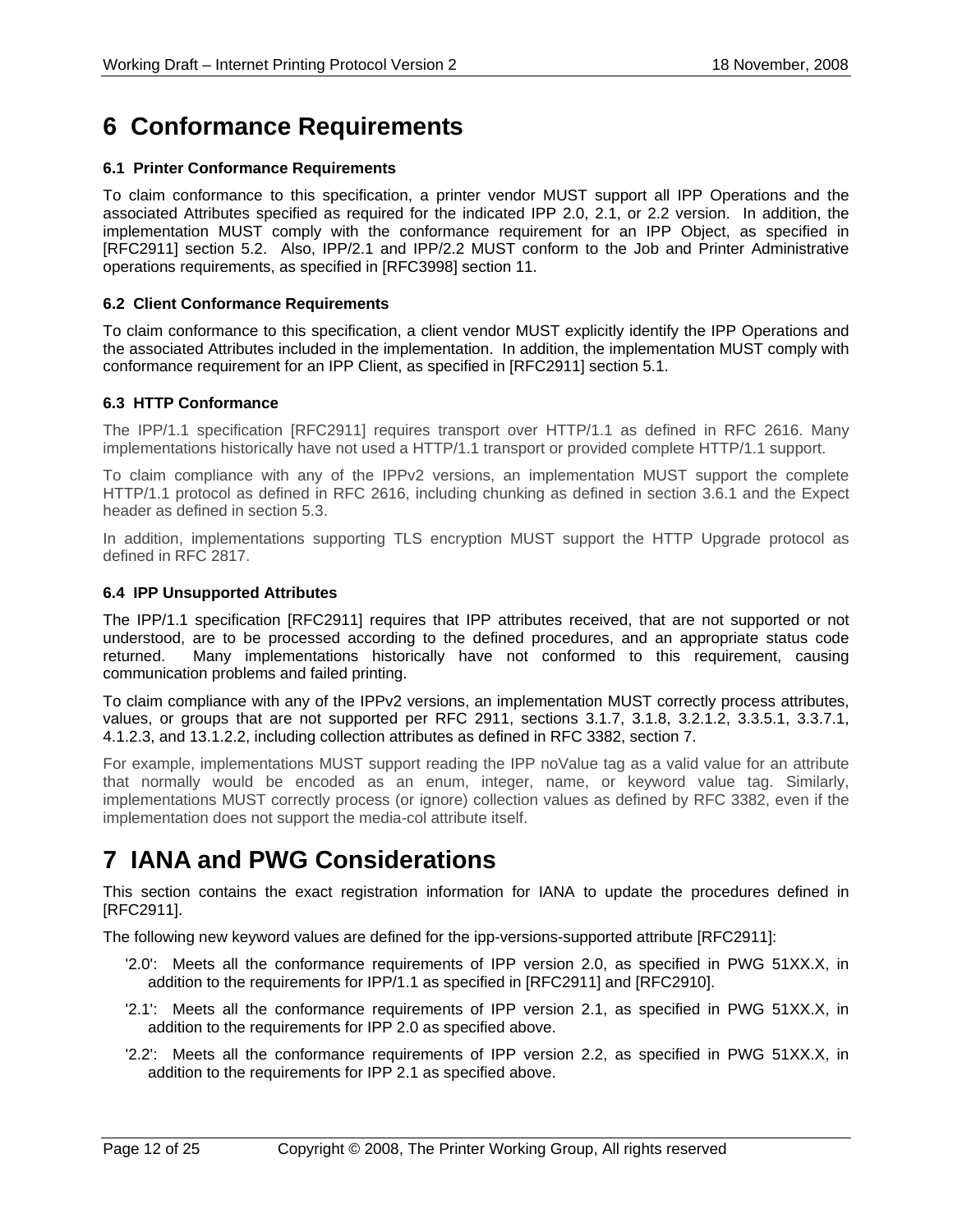# 6 Conformance Requirements

### 6.1 Printer Conformance Requirements

To claim conformance to this specification, a printer vendor MUST support all IPP Operations and the associated Attributes specified as required for the indicated IPP 2.0, 2.1, or 2.2 version. In addition, the implementation MUST comply with the conformance requirement for an IPP Object, as specified in [RFC2911] section 5.2. Also, IPP/2.1 and IPP/2.2 MUST conform to the Job and Printer Administrative operations requirements, as specified in [RFC3998] section 11.

### 6.2 Client Conformance Requirements

To claim conformance to this specification, a client vendor MUST explicitly identify the IPP Operations and the associated Attributes included in the implementation. In addition, the implementation MUST comply with conformance requirement for an IPP Client, as specified in [RFC2911] section 5.1.

### 6.3 HTTP Conformance

The IPP/1.1 specification [RFC2911] requires transport over HTTP/1.1 as defined in RFC 2616. Many implementations historically have not used a HTTP/1.1 transport or provided complete HTTP/1.1 support.

To claim compliance with any of the IPPv2 versions, an implementation MUST support the complete HTTP/1.1 protocol as defined in RFC 2616, including chunking as defined in section 3.6.1 and the Expect header as defined in section 5.3.

In addition, implementations supporting TLS encryption MUST support the HTTP Upgrade protocol as defined in RFC 2817.

### 6.4 IPP Unsupported Attributes

The IPP/1.1 specification [RFC2911] requires that IPP attributes received, that are not supported or not understood, are to be processed according to the defined procedures, and an appropriate status code returned. Many implementations historically have not conformed to this requirement, causing communication problems and failed printing.

To claim compliance with any of the IPPv2 versions, an implementation MUST correctly process attributes, values, or groups that are not supported per RFC 2911, sections 3.1.7, 3.1.8, 3.2.1.2, 3.3.5.1, 3.3.7.1, 4.1.2.3, and 13.1.2.2, including collection attributes as defined in RFC 3382, section 7.

For example, implementations MUST support reading the IPP noValue tag as a valid value for an attribute that normally would be encoded as an enum, integer, name, or keyword value tag. Similarly, implementations MUST correctly process (or ignore) collection values as defined by RFC 3382, even if the implementation does not support the media-col attribute itself.

# 7 IANA and PWG Considerations

This section contains the exact registration information for IANA to update the procedures defined in [RFC2911].

The following new keyword values are defined for the ipp-versions-supported attribute [RFC2911]:

- '2.0': Meets all the conformance requirements of IPP version 2.0, as specified in PWG 51XX.X, in addition to the requirements for IPP/1.1 as specified in [RFC2911] and [RFC2910].
- '2.1': Meets all the conformance requirements of IPP version 2.1, as specified in PWG 51XX.X, in addition to the requirements for IPP 2.0 as specified above.
- '2.2': Meets all the conformance requirements of IPP version 2.2, as specified in PWG 51XX.X, in addition to the requirements for IPP 2.1 as specified above.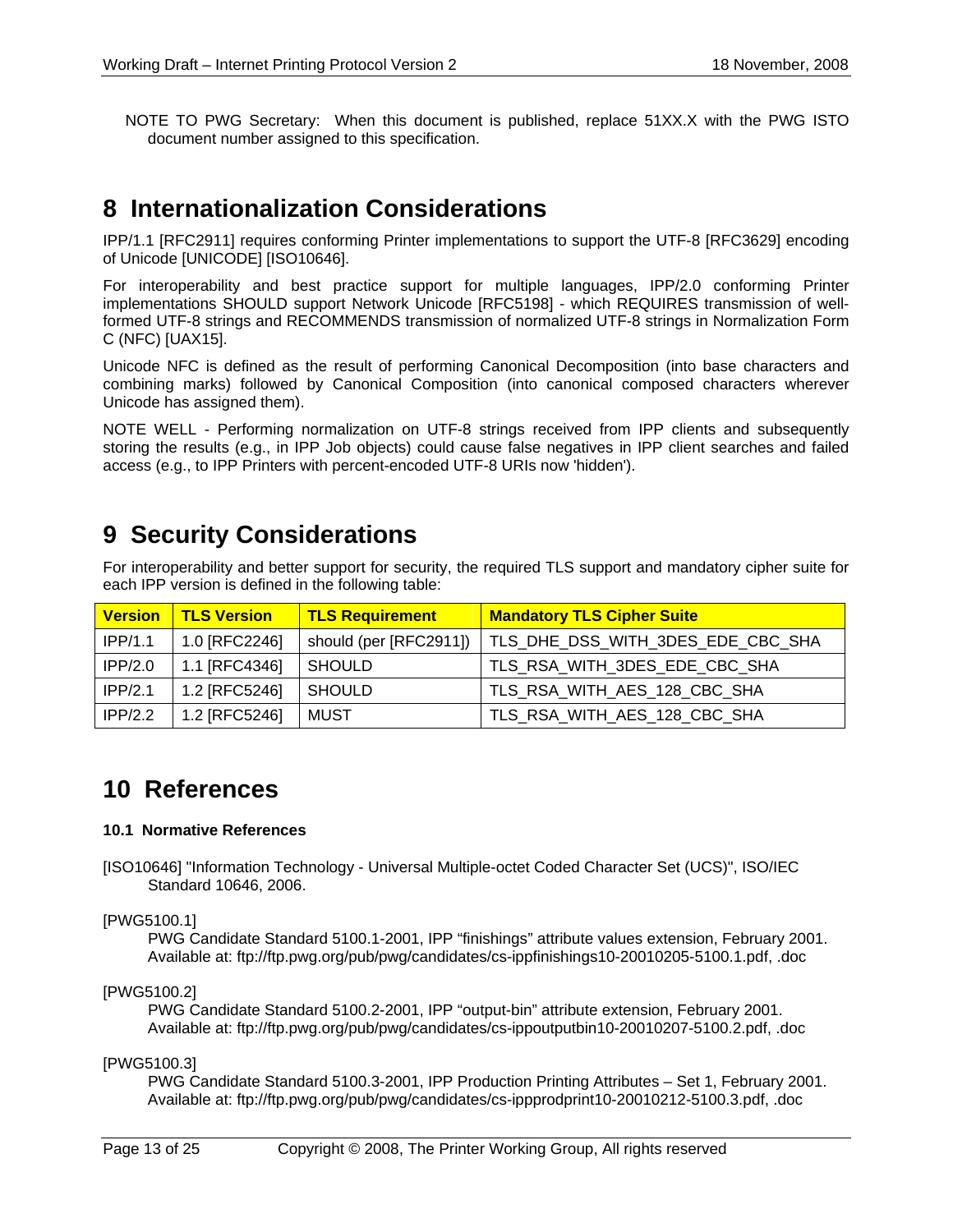NOTE TO PWG Secretary: When this document is published, replace 51XX.X with the PWG ISTO document number assigned to this specification.

# 8 Internationalization Considerations

IPP/1.1 [RFC2911] requires conforming Printer implementations to support the UTF-8 [RFC3629] encoding of Unicode [UNICODE] [ISO10646].

For interoperability and best practice support for multiple languages, IPP/2.0 conforming Printer implementations SHOULD support Network Unicode [RFC5198] - which REQUIRES transmission of well-formed UTF-8 strings and RECOMMENDS transmission of normalized UTF-8 strings in Normalization Form C (NFC) [UAX15].

Unicode NFC is defined as the result of performing Canonical Decomposition (into base characters and combining marks) followed by Canonical Composition (into canonical composed characters wherever Unicode has assigned them).

NOTE WELL - Performing normalization on UTF-8 strings received from IPP clients and subsequently storing the results (e.g., in IPP Job objects) could cause false negatives in IPP client searches and failed access (e.g., to IPP Printers with percent-encoded UTF-8 URIs now 'hidden').

# 9 Security Considerations

For interoperability and better support for security, the required TLS support and mandatory cipher suite for each IPP version is defined in the following table:

| Version | TLS Version | TLS Requirement | Mandatory TLS Cipher Suite |
|---|---|---|---|
| IPP/1.1 | 1.0 [RFC2246] | should (per [RFC2911]) | TLS_DHE_DSS_WITH_3DES_EDE_CBC_SHA |
| IPP/2.0 | 1.1 [RFC4346] | SHOULD | TLS_RSA_WITH_3DES_EDE_CBC_SHA |
| IPP/2.1 | 1.2 [RFC5246] | SHOULD | TLS_RSA_WITH_AES_128_CBC_SHA |
| IPP/2.2 | 1.2 [RFC5246] | MUST | TLS_RSA_WITH_AES_128_CBC_SHA |

# 10 References

### 10.1 Normative References

[ISO10646] "Information Technology - Universal Multiple-octet Coded Character Set (UCS)", ISO/IEC Standard 10646, 2006.

[PWG5100.1]
PWG Candidate Standard 5100.1-2001, IPP “finishings” attribute values extension, February 2001. Available at: ftp://ftp.pwg.org/pub/pwg/candidates/cs-ippfinishings10-20010205-5100.1.pdf, .doc

[PWG5100.2]
PWG Candidate Standard 5100.2-2001, IPP “output-bin” attribute extension, February 2001. Available at: ftp://ftp.pwg.org/pub/pwg/candidates/cs-ippoutputbin10-20010207-5100.2.pdf, .doc

[PWG5100.3]
PWG Candidate Standard 5100.3-2001, IPP Production Printing Attributes – Set 1, February 2001. Available at: ftp://ftp.pwg.org/pub/pwg/candidates/cs-ippprodprint10-20010212-5100.3.pdf, .doc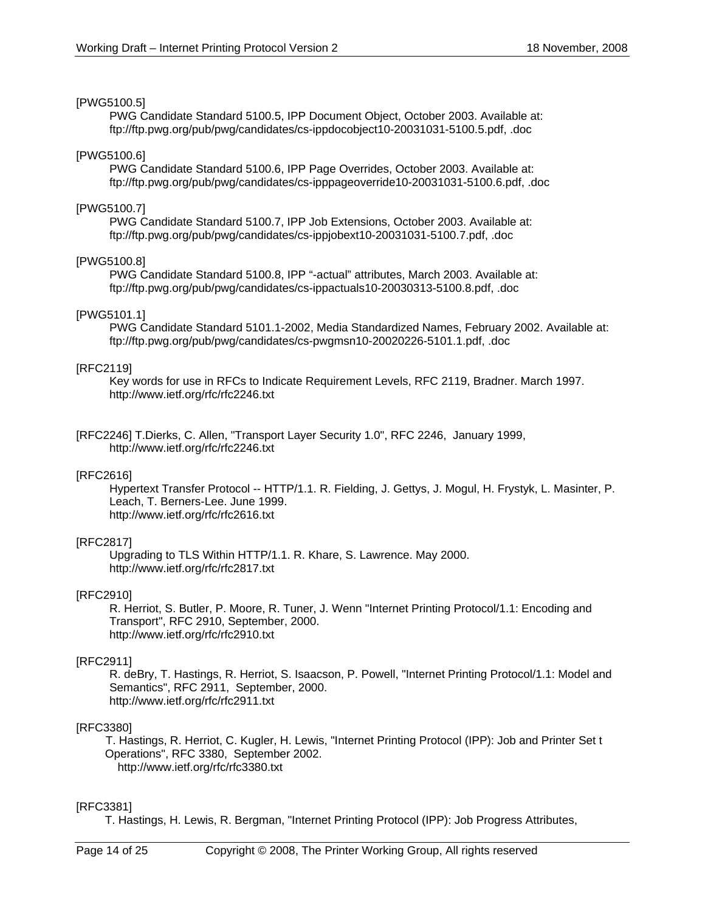[PWG5100.5]

PWG Candidate Standard 5100.5, IPP Document Object, October 2003. Available at: ftp://ftp.pwg.org/pub/pwg/candidates/cs-ippdocobject10-20031031-5100.5.pdf, .doc

[PWG5100.6]

PWG Candidate Standard 5100.6, IPP Page Overrides, October 2003. Available at: ftp://ftp.pwg.org/pub/pwg/candidates/cs-ipppageoverride10-20031031-5100.6.pdf, .doc

[PWG5100.7]

PWG Candidate Standard 5100.7, IPP Job Extensions, October 2003. Available at: ftp://ftp.pwg.org/pub/pwg/candidates/cs-ippjobext10-20031031-5100.7.pdf, .doc

[PWG5100.8]

PWG Candidate Standard 5100.8, IPP "-actual" attributes, March 2003. Available at: ftp://ftp.pwg.org/pub/pwg/candidates/cs-ippactuals10-20030313-5100.8.pdf, .doc

[PWG5101.1]

PWG Candidate Standard 5101.1-2002, Media Standardized Names, February 2002. Available at: ftp://ftp.pwg.org/pub/pwg/candidates/cs-pwgmsn10-20020226-5101.1.pdf, .doc

[RFC2119]

Key words for use in RFCs to Indicate Requirement Levels, RFC 2119, Bradner. March 1997. http://www.ietf.org/rfc/rfc2246.txt

[RFC2246] T.Dierks, C. Allen, "Transport Layer Security 1.0", RFC 2246, January 1999, http://www.ietf.org/rfc/rfc2246.txt

[RFC2616]

Hypertext Transfer Protocol -- HTTP/1.1. R. Fielding, J. Gettys, J. Mogul, H. Frystyk, L. Masinter, P. Leach, T. Berners-Lee. June 1999. http://www.ietf.org/rfc/rfc2616.txt

[RFC2817]

Upgrading to TLS Within HTTP/1.1. R. Khare, S. Lawrence. May 2000. http://www.ietf.org/rfc/rfc2817.txt

[RFC2910]

R. Herriot, S. Butler, P. Moore, R. Tuner, J. Wenn "Internet Printing Protocol/1.1: Encoding and Transport", RFC 2910, September, 2000. http://www.ietf.org/rfc/rfc2910.txt

[RFC2911]

R. deBry, T. Hastings, R. Herriot, S. Isaacson, P. Powell, "Internet Printing Protocol/1.1: Model and Semantics", RFC 2911, September, 2000. http://www.ietf.org/rfc/rfc2911.txt

[RFC3380]

T. Hastings, R. Herriot, C. Kugler, H. Lewis, "Internet Printing Protocol (IPP): Job and Printer Set t Operations", RFC 3380, September 2002. http://www.ietf.org/rfc/rfc3380.txt

[RFC3381]

T. Hastings, H. Lewis, R. Bergman, "Internet Printing Protocol (IPP): Job Progress Attributes,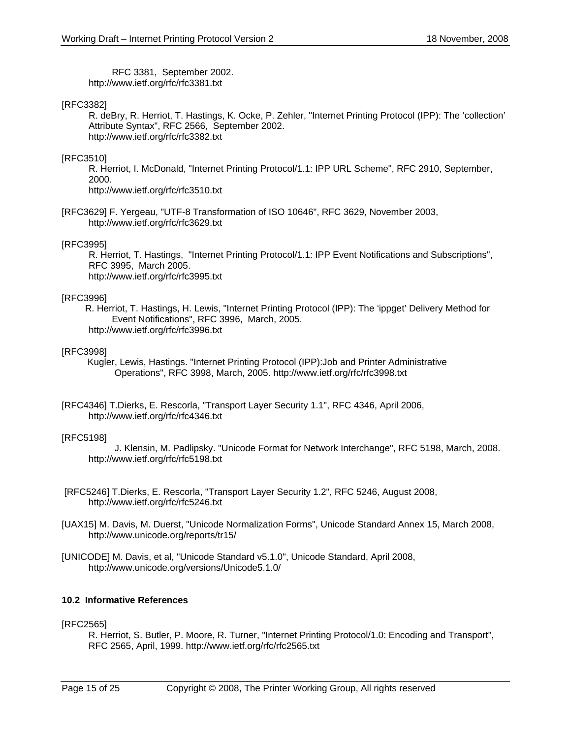RFC 3381, September 2002.
http://www.ietf.org/rfc/rfc3381.txt

[RFC3382]
R. deBry, R. Herriot, T. Hastings, K. Ocke, P. Zehler, "Internet Printing Protocol (IPP): The 'collection' Attribute Syntax", RFC 2566, September 2002.
http://www.ietf.org/rfc/rfc3382.txt

[RFC3510]
R. Herriot, I. McDonald, "Internet Printing Protocol/1.1: IPP URL Scheme", RFC 2910, September, 2000.
http://www.ietf.org/rfc/rfc3510.txt

[RFC3629] F. Yergeau, "UTF-8 Transformation of ISO 10646", RFC 3629, November 2003,
http://www.ietf.org/rfc/rfc3629.txt

[RFC3995]
R. Herriot, T. Hastings, "Internet Printing Protocol/1.1: IPP Event Notifications and Subscriptions", RFC 3995, March 2005.
http://www.ietf.org/rfc/rfc3995.txt

[RFC3996]
R. Herriot, T. Hastings, H. Lewis, "Internet Printing Protocol (IPP): The 'ippget' Delivery Method for Event Notifications", RFC 3996, March, 2005.
http://www.ietf.org/rfc/rfc3996.txt

[RFC3998]
Kugler, Lewis, Hastings. "Internet Printing Protocol (IPP):Job and Printer Administrative Operations", RFC 3998, March, 2005. http://www.ietf.org/rfc/rfc3998.txt

[RFC4346] T.Dierks, E. Rescorla, "Transport Layer Security 1.1", RFC 4346, April 2006,
http://www.ietf.org/rfc/rfc4346.txt

[RFC5198]
J. Klensin, M. Padlipsky. "Unicode Format for Network Interchange", RFC 5198, March, 2008.
http://www.ietf.org/rfc/rfc5198.txt

[RFC5246] T.Dierks, E. Rescorla, "Transport Layer Security 1.2", RFC 5246, August 2008,
http://www.ietf.org/rfc/rfc5246.txt

[UAX15] M. Davis, M. Duerst, "Unicode Normalization Forms", Unicode Standard Annex 15, March 2008,
http://www.unicode.org/reports/tr15/

[UNICODE] M. Davis, et al, "Unicode Standard v5.1.0", Unicode Standard, April 2008,
http://www.unicode.org/versions/Unicode5.1.0/

### 10.2 Informative References

[RFC2565]
R. Herriot, S. Butler, P. Moore, R. Turner, "Internet Printing Protocol/1.0: Encoding and Transport", RFC 2565, April, 1999. http://www.ietf.org/rfc/rfc2565.txt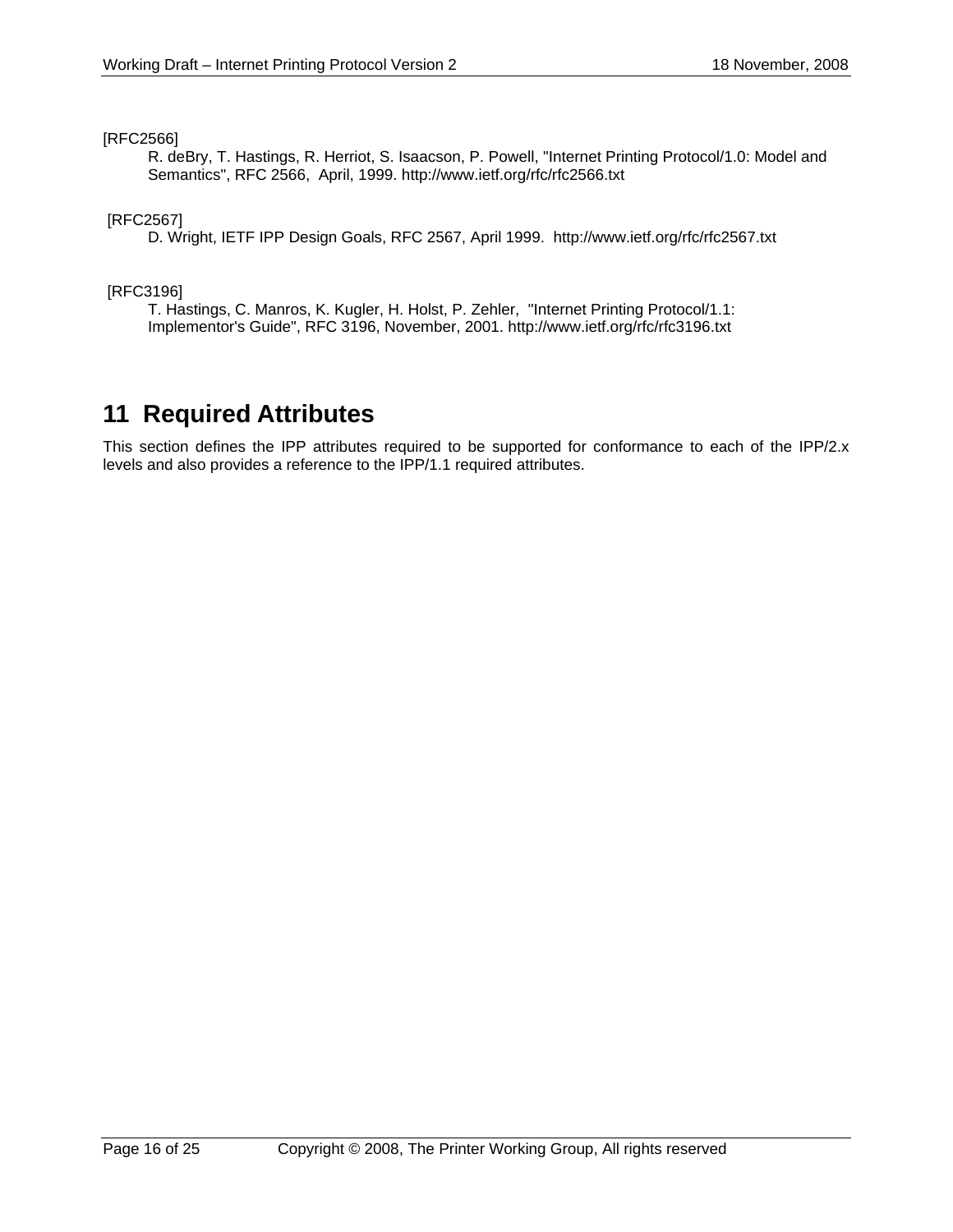[RFC2566]

R. deBry, T. Hastings, R. Herriot, S. Isaacson, P. Powell, "Internet Printing Protocol/1.0: Model and Semantics", RFC 2566, April, 1999. http://www.ietf.org/rfc/rfc2566.txt

[RFC2567]

D. Wright, IETF IPP Design Goals, RFC 2567, April 1999. http://www.ietf.org/rfc/rfc2567.txt

[RFC3196]

T. Hastings, C. Manros, K. Kugler, H. Holst, P. Zehler, "Internet Printing Protocol/1.1: Implementor's Guide", RFC 3196, November, 2001. http://www.ietf.org/rfc/rfc3196.txt

# 11 Required Attributes

This section defines the IPP attributes required to be supported for conformance to each of the IPP/2.x levels and also provides a reference to the IPP/1.1 required attributes.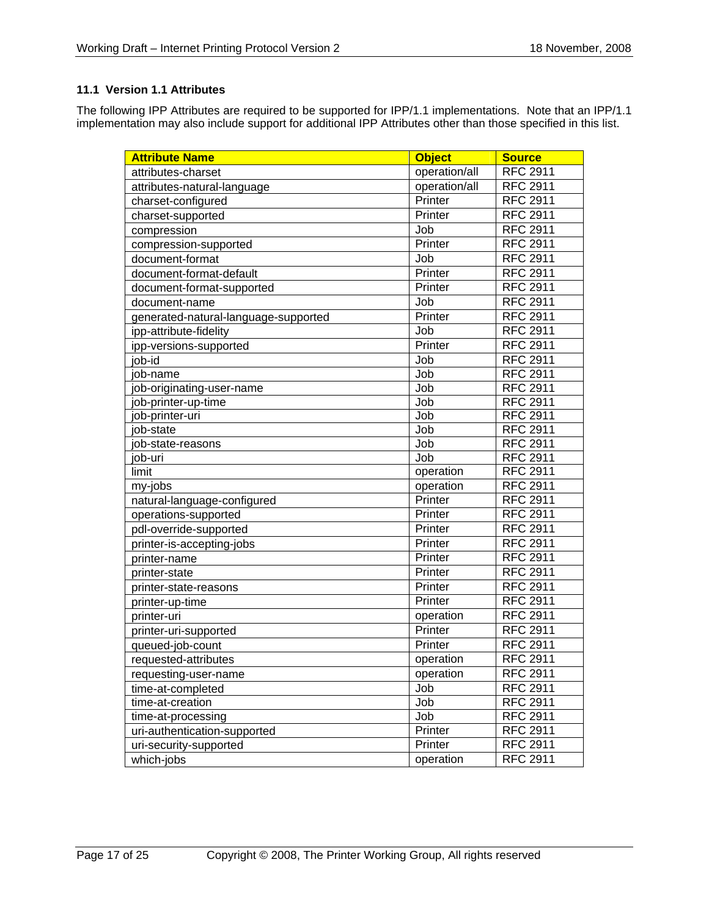### 11.1 Version 1.1 Attributes

The following IPP Attributes are required to be supported for IPP/1.1 implementations. Note that an IPP/1.1 implementation may also include support for additional IPP Attributes other than those specified in this list.

| Attribute Name | Object | Source |
|---|---|---|
| attributes-charset | operation/all | RFC 2911 |
| attributes-natural-language | operation/all | RFC 2911 |
| charset-configured | Printer | RFC 2911 |
| charset-supported | Printer | RFC 2911 |
| compression | Job | RFC 2911 |
| compression-supported | Printer | RFC 2911 |
| document-format | Job | RFC 2911 |
| document-format-default | Printer | RFC 2911 |
| document-format-supported | Printer | RFC 2911 |
| document-name | Job | RFC 2911 |
| generated-natural-language-supported | Printer | RFC 2911 |
| ipp-attribute-fidelity | Job | RFC 2911 |
| ipp-versions-supported | Printer | RFC 2911 |
| job-id | Job | RFC 2911 |
| job-name | Job | RFC 2911 |
| job-originating-user-name | Job | RFC 2911 |
| job-printer-up-time | Job | RFC 2911 |
| job-printer-uri | Job | RFC 2911 |
| job-state | Job | RFC 2911 |
| job-state-reasons | Job | RFC 2911 |
| job-uri | Job | RFC 2911 |
| limit | operation | RFC 2911 |
| my-jobs | operation | RFC 2911 |
| natural-language-configured | Printer | RFC 2911 |
| operations-supported | Printer | RFC 2911 |
| pdl-override-supported | Printer | RFC 2911 |
| printer-is-accepting-jobs | Printer | RFC 2911 |
| printer-name | Printer | RFC 2911 |
| printer-state | Printer | RFC 2911 |
| printer-state-reasons | Printer | RFC 2911 |
| printer-up-time | Printer | RFC 2911 |
| printer-uri | operation | RFC 2911 |
| printer-uri-supported | Printer | RFC 2911 |
| queued-job-count | Printer | RFC 2911 |
| requested-attributes | operation | RFC 2911 |
| requesting-user-name | operation | RFC 2911 |
| time-at-completed | Job | RFC 2911 |
| time-at-creation | Job | RFC 2911 |
| time-at-processing | Job | RFC 2911 |
| uri-authentication-supported | Printer | RFC 2911 |
| uri-security-supported | Printer | RFC 2911 |
| which-jobs | operation | RFC 2911 |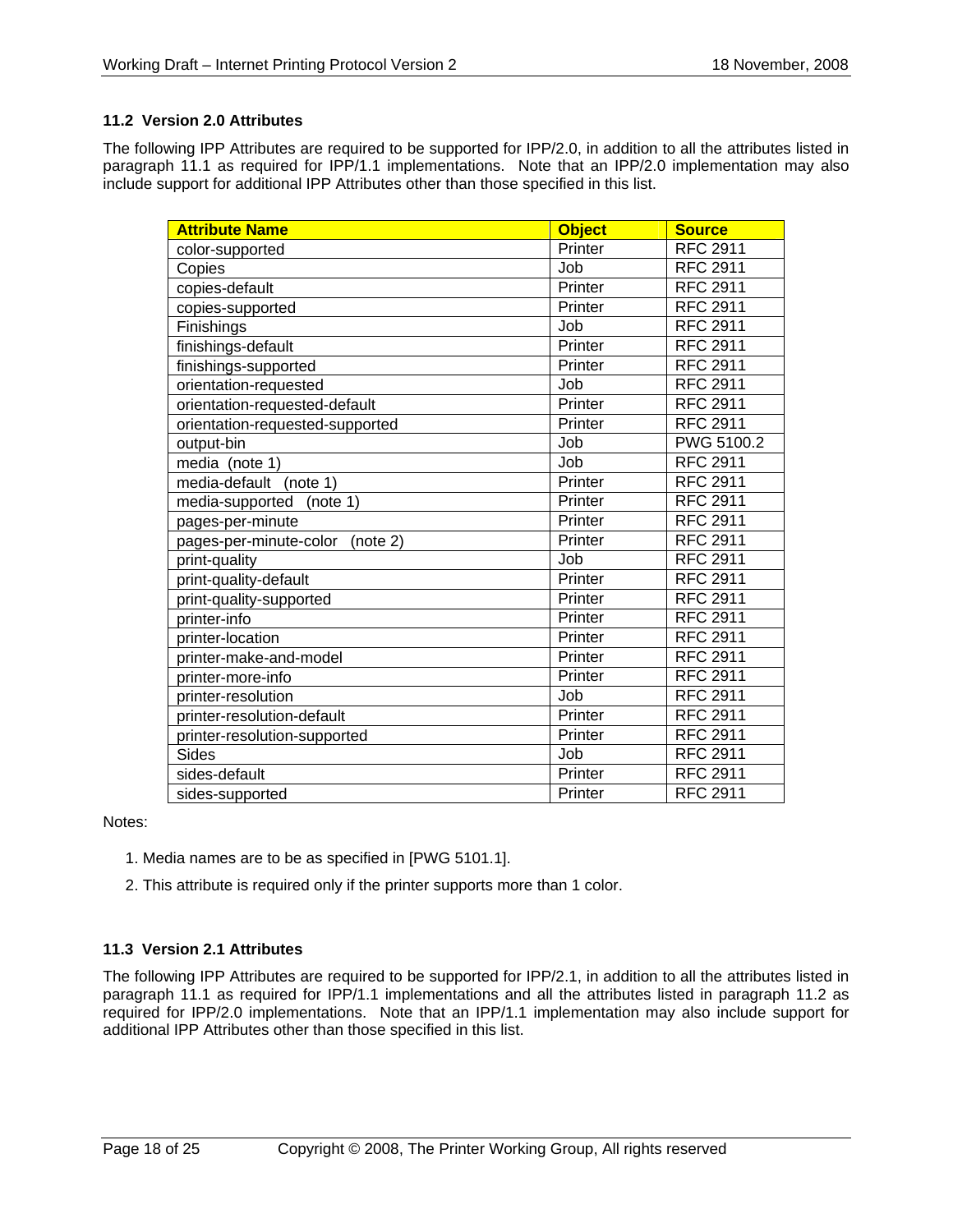### 11.2 Version 2.0 Attributes

The following IPP Attributes are required to be supported for IPP/2.0, in addition to all the attributes listed in paragraph 11.1 as required for IPP/1.1 implementations. Note that an IPP/2.0 implementation may also include support for additional IPP Attributes other than those specified in this list.

| Attribute Name | Object | Source |
|---|---|---|
| color-supported | Printer | RFC 2911 |
| Copies | Job | RFC 2911 |
| copies-default | Printer | RFC 2911 |
| copies-supported | Printer | RFC 2911 |
| Finishings | Job | RFC 2911 |
| finishings-default | Printer | RFC 2911 |
| finishings-supported | Printer | RFC 2911 |
| orientation-requested | Job | RFC 2911 |
| orientation-requested-default | Printer | RFC 2911 |
| orientation-requested-supported | Printer | RFC 2911 |
| output-bin | Job | PWG 5100.2 |
| media (note 1) | Job | RFC 2911 |
| media-default (note 1) | Printer | RFC 2911 |
| media-supported (note 1) | Printer | RFC 2911 |
| pages-per-minute | Printer | RFC 2911 |
| pages-per-minute-color (note 2) | Printer | RFC 2911 |
| print-quality | Job | RFC 2911 |
| print-quality-default | Printer | RFC 2911 |
| print-quality-supported | Printer | RFC 2911 |
| printer-info | Printer | RFC 2911 |
| printer-location | Printer | RFC 2911 |
| printer-make-and-model | Printer | RFC 2911 |
| printer-more-info | Printer | RFC 2911 |
| printer-resolution | Job | RFC 2911 |
| printer-resolution-default | Printer | RFC 2911 |
| printer-resolution-supported | Printer | RFC 2911 |
| Sides | Job | RFC 2911 |
| sides-default | Printer | RFC 2911 |
| sides-supported | Printer | RFC 2911 |

Notes:

1. Media names are to be as specified in [PWG 5101.1].
2. This attribute is required only if the printer supports more than 1 color.

### 11.3 Version 2.1 Attributes

The following IPP Attributes are required to be supported for IPP/2.1, in addition to all the attributes listed in paragraph 11.1 as required for IPP/1.1 implementations and all the attributes listed in paragraph 11.2 as required for IPP/2.0 implementations. Note that an IPP/1.1 implementation may also include support for additional IPP Attributes other than those specified in this list.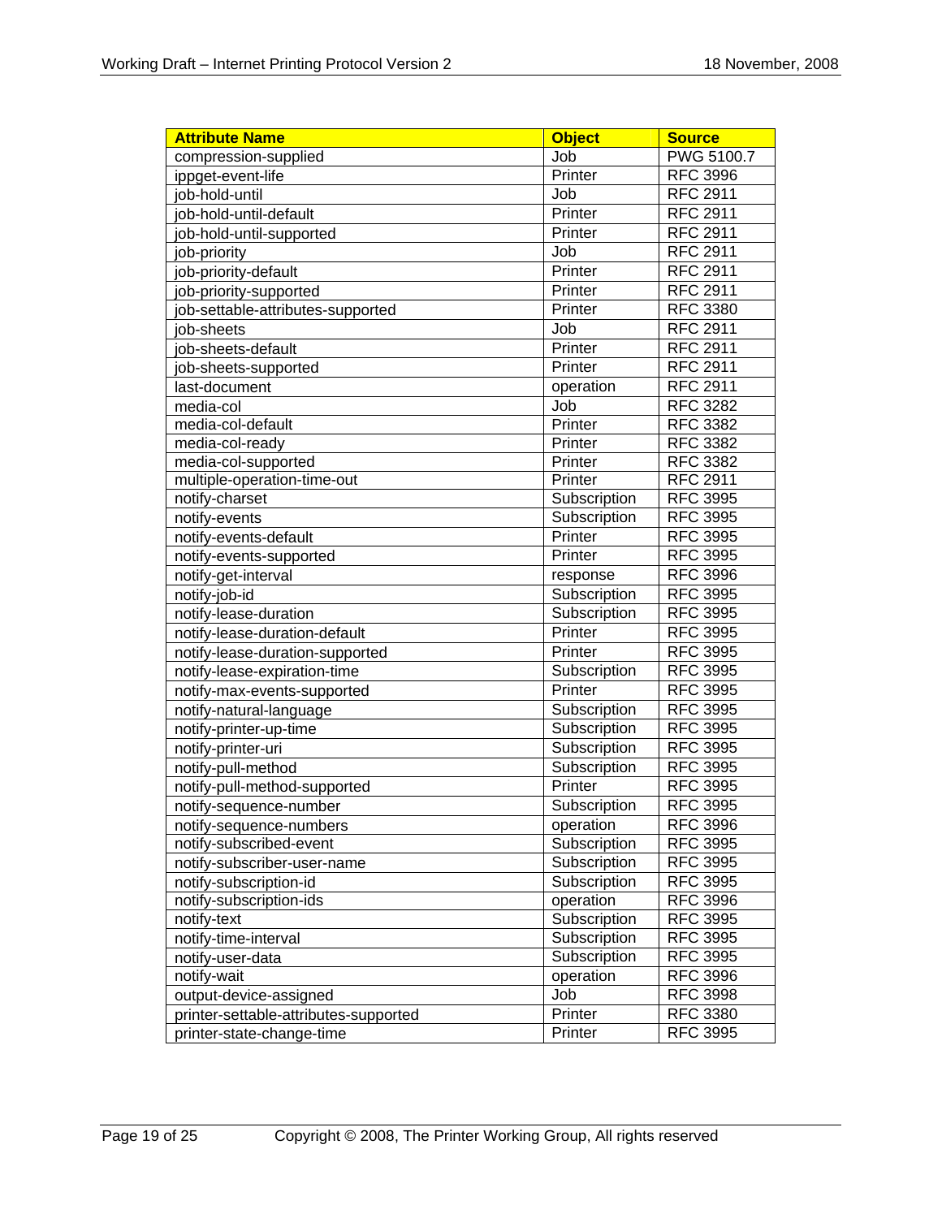| Attribute Name | Object | Source |
|---|---|---|
| compression-supplied | Job | PWG 5100.7 |
| ippget-event-life | Printer | RFC 3996 |
| job-hold-until | Job | RFC 2911 |
| job-hold-until-default | Printer | RFC 2911 |
| job-hold-until-supported | Printer | RFC 2911 |
| job-priority | Job | RFC 2911 |
| job-priority-default | Printer | RFC 2911 |
| job-priority-supported | Printer | RFC 2911 |
| job-settable-attributes-supported | Printer | RFC 3380 |
| job-sheets | Job | RFC 2911 |
| job-sheets-default | Printer | RFC 2911 |
| job-sheets-supported | Printer | RFC 2911 |
| last-document | operation | RFC 2911 |
| media-col | Job | RFC 3282 |
| media-col-default | Printer | RFC 3382 |
| media-col-ready | Printer | RFC 3382 |
| media-col-supported | Printer | RFC 3382 |
| multiple-operation-time-out | Printer | RFC 2911 |
| notify-charset | Subscription | RFC 3995 |
| notify-events | Subscription | RFC 3995 |
| notify-events-default | Printer | RFC 3995 |
| notify-events-supported | Printer | RFC 3995 |
| notify-get-interval | response | RFC 3996 |
| notify-job-id | Subscription | RFC 3995 |
| notify-lease-duration | Subscription | RFC 3995 |
| notify-lease-duration-default | Printer | RFC 3995 |
| notify-lease-duration-supported | Printer | RFC 3995 |
| notify-lease-expiration-time | Subscription | RFC 3995 |
| notify-max-events-supported | Printer | RFC 3995 |
| notify-natural-language | Subscription | RFC 3995 |
| notify-printer-up-time | Subscription | RFC 3995 |
| notify-printer-uri | Subscription | RFC 3995 |
| notify-pull-method | Subscription | RFC 3995 |
| notify-pull-method-supported | Printer | RFC 3995 |
| notify-sequence-number | Subscription | RFC 3995 |
| notify-sequence-numbers | operation | RFC 3996 |
| notify-subscribed-event | Subscription | RFC 3995 |
| notify-subscriber-user-name | Subscription | RFC 3995 |
| notify-subscription-id | Subscription | RFC 3995 |
| notify-subscription-ids | operation | RFC 3996 |
| notify-text | Subscription | RFC 3995 |
| notify-time-interval | Subscription | RFC 3995 |
| notify-user-data | Subscription | RFC 3995 |
| notify-wait | operation | RFC 3996 |
| output-device-assigned | Job | RFC 3998 |
| printer-settable-attributes-supported | Printer | RFC 3380 |
| printer-state-change-time | Printer | RFC 3995 |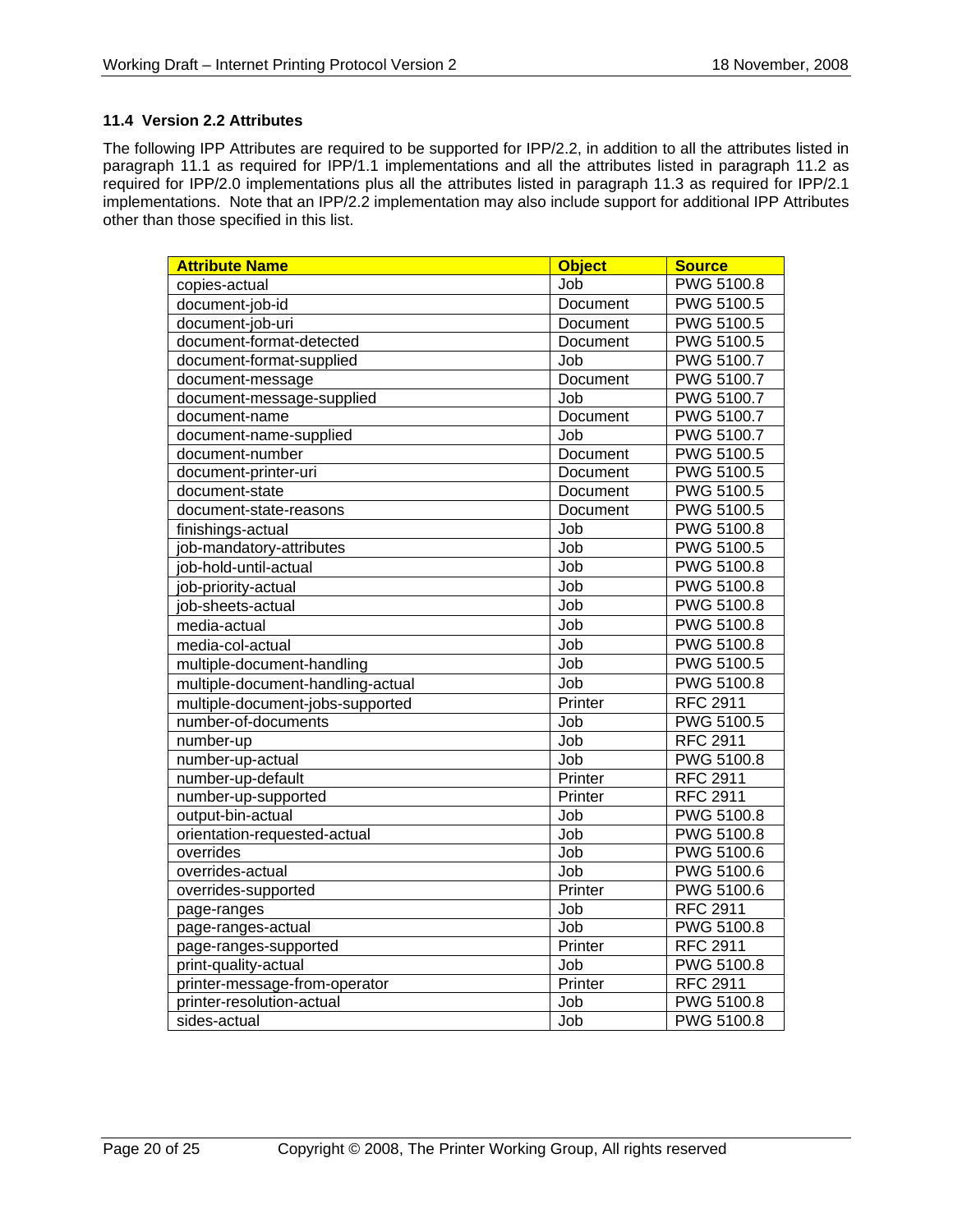### 11.4 Version 2.2 Attributes

The following IPP Attributes are required to be supported for IPP/2.2, in addition to all the attributes listed in paragraph 11.1 as required for IPP/1.1 implementations and all the attributes listed in paragraph 11.2 as required for IPP/2.0 implementations plus all the attributes listed in paragraph 11.3 as required for IPP/2.1 implementations. Note that an IPP/2.2 implementation may also include support for additional IPP Attributes other than those specified in this list.

| Attribute Name | Object | Source |
|---|---|---|
| copies-actual | Job | PWG 5100.8 |
| document-job-id | Document | PWG 5100.5 |
| document-job-uri | Document | PWG 5100.5 |
| document-format-detected | Document | PWG 5100.5 |
| document-format-supplied | Job | PWG 5100.7 |
| document-message | Document | PWG 5100.7 |
| document-message-supplied | Job | PWG 5100.7 |
| document-name | Document | PWG 5100.7 |
| document-name-supplied | Job | PWG 5100.7 |
| document-number | Document | PWG 5100.5 |
| document-printer-uri | Document | PWG 5100.5 |
| document-state | Document | PWG 5100.5 |
| document-state-reasons | Document | PWG 5100.5 |
| finishings-actual | Job | PWG 5100.8 |
| job-mandatory-attributes | Job | PWG 5100.5 |
| job-hold-until-actual | Job | PWG 5100.8 |
| job-priority-actual | Job | PWG 5100.8 |
| job-sheets-actual | Job | PWG 5100.8 |
| media-actual | Job | PWG 5100.8 |
| media-col-actual | Job | PWG 5100.8 |
| multiple-document-handling | Job | PWG 5100.5 |
| multiple-document-handling-actual | Job | PWG 5100.8 |
| multiple-document-jobs-supported | Printer | RFC 2911 |
| number-of-documents | Job | PWG 5100.5 |
| number-up | Job | RFC 2911 |
| number-up-actual | Job | PWG 5100.8 |
| number-up-default | Printer | RFC 2911 |
| number-up-supported | Printer | RFC 2911 |
| output-bin-actual | Job | PWG 5100.8 |
| orientation-requested-actual | Job | PWG 5100.8 |
| overrides | Job | PWG 5100.6 |
| overrides-actual | Job | PWG 5100.6 |
| overrides-supported | Printer | PWG 5100.6 |
| page-ranges | Job | RFC 2911 |
| page-ranges-actual | Job | PWG 5100.8 |
| page-ranges-supported | Printer | RFC 2911 |
| print-quality-actual | Job | PWG 5100.8 |
| printer-message-from-operator | Printer | RFC 2911 |
| printer-resolution-actual | Job | PWG 5100.8 |
| sides-actual | Job | PWG 5100.8 |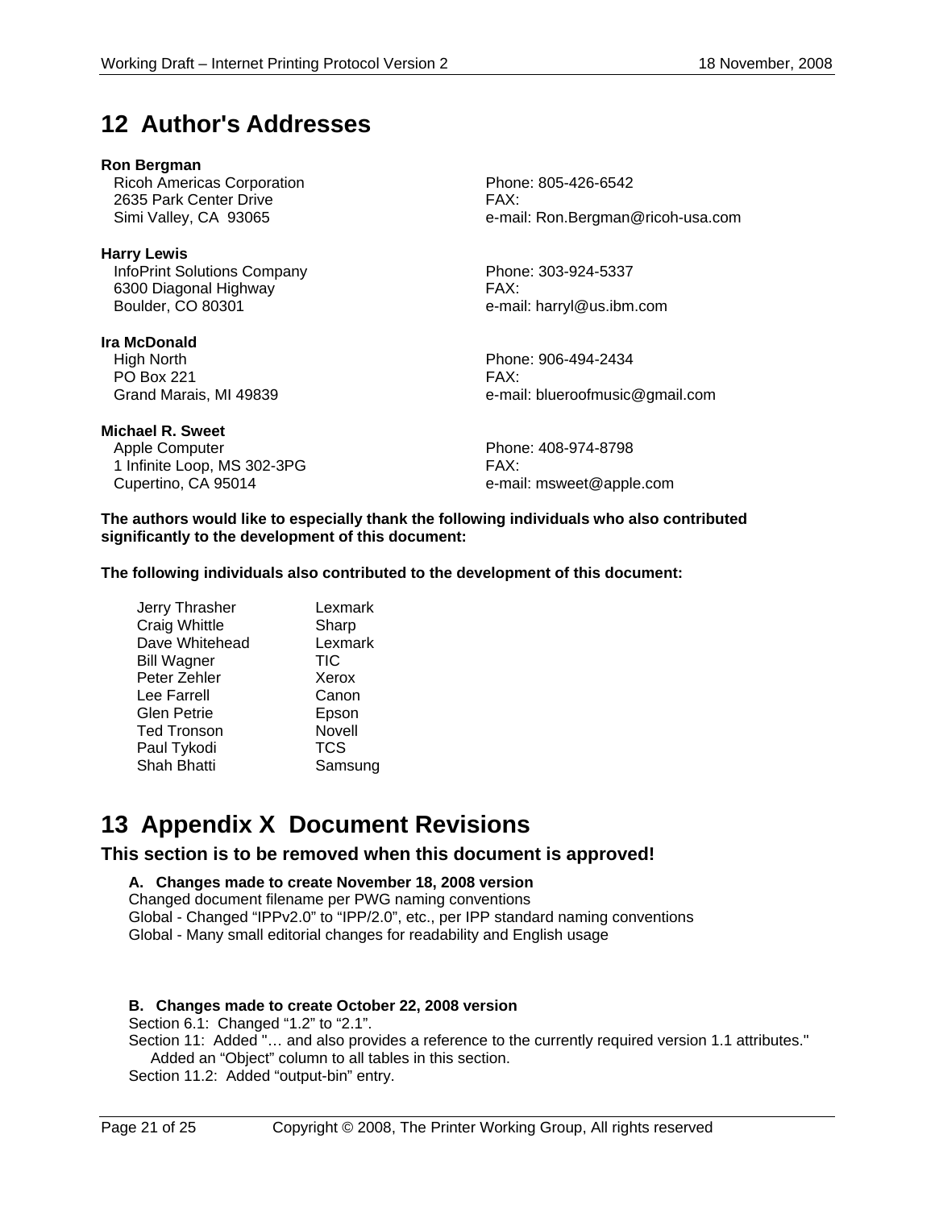# 12 Author's Addresses

**Ron Bergman**
Ricoh Americas Corporation
2635 Park Center Drive
Simi Valley, CA 93065
Phone: 805-426-6542
FAX:
e-mail: Ron.Bergman@ricoh-usa.com

**Harry Lewis**
InfoPrint Solutions Company
6300 Diagonal Highway
Boulder, CO 80301
Phone: 303-924-5337
FAX:
e-mail: harryl@us.ibm.com

**Ira McDonald**
High North
PO Box 221
Grand Marais, MI 49839
Phone: 906-494-2434
FAX:
e-mail: blueroofmusic@gmail.com

**Michael R. Sweet**
Apple Computer
1 Infinite Loop, MS 302-3PG
Cupertino, CA 95014
Phone: 408-974-8798
FAX:
e-mail: msweet@apple.com

**The authors would like to especially thank the following individuals who also contributed significantly to the development of this document:**

**The following individuals also contributed to the development of this document:**

| | |
|---|---|
| Jerry Thrasher | Lexmark |
| Craig Whittle | Sharp |
| Dave Whitehead | Lexmark |
| Bill Wagner | TIC |
| Peter Zehler | Xerox |
| Lee Farrell | Canon |
| Glen Petrie | Epson |
| Ted Tronson | Novell |
| Paul Tykodi | TCS |
| Shah Bhatti | Samsung |

# 13 Appendix X Document Revisions

## This section is to be removed when this document is approved!

**A. Changes made to create November 18, 2008 version**
Changed document filename per PWG naming conventions
Global - Changed "IPPv2.0" to "IPP/2.0", etc., per IPP standard naming conventions
Global - Many small editorial changes for readability and English usage

**B. Changes made to create October 22, 2008 version**
Section 6.1: Changed "1.2" to "2.1".
Section 11: Added "… and also provides a reference to the currently required version 1.1 attributes." Added an "Object" column to all tables in this section.
Section 11.2: Added "output-bin" entry.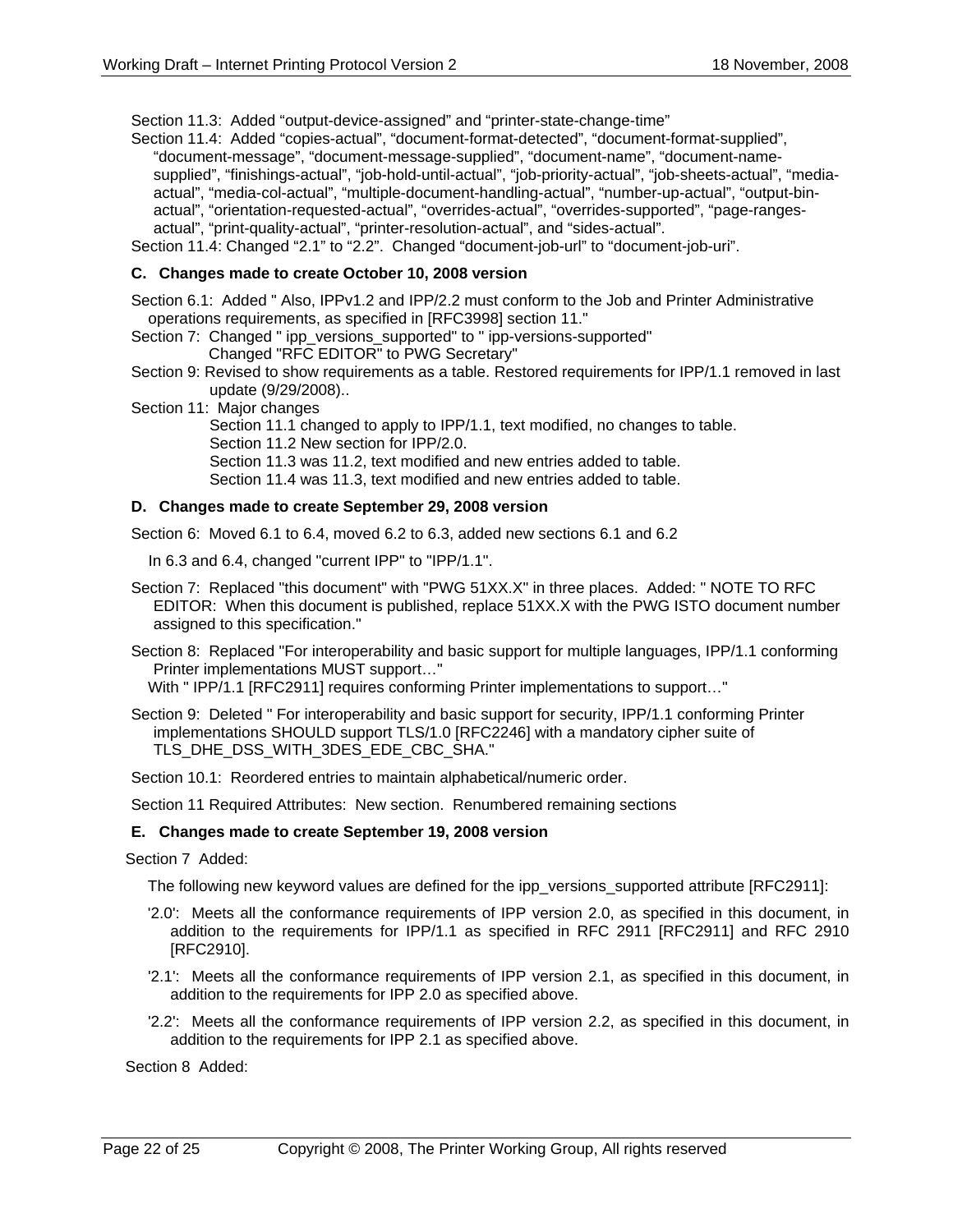Section 11.3: Added “output-device-assigned” and “printer-state-change-time”

Section 11.4: Added “copies-actual”, “document-format-detected”, “document-format-supplied”, “document-message”, “document-message-supplied”, “document-name”, “document-name-supplied”, “finishings-actual”, “job-hold-until-actual”, “job-priority-actual”, “job-sheets-actual”, “media-actual”, “media-col-actual”, “multiple-document-handling-actual”, “number-up-actual”, “output-bin-actual”, “orientation-requested-actual”, “overrides-actual”, “overrides-supported”, “page-ranges-actual”, “print-quality-actual”, “printer-resolution-actual”, and “sides-actual”.

Section 11.4: Changed “2.1” to “2.2”. Changed “document-job-url” to “document-job-uri”.

### C. Changes made to create October 10, 2008 version

Section 6.1: Added " Also, IPPv1.2 and IPP/2.2 must conform to the Job and Printer Administrative operations requirements, as specified in [RFC3998] section 11."

Section 7: Changed " ipp_versions_supported" to " ipp-versions-supported"
Changed "RFC EDITOR" to PWG Secretary"

Section 9: Revised to show requirements as a table. Restored requirements for IPP/1.1 removed in last update (9/29/2008)..

Section 11: Major changes
Section 11.1 changed to apply to IPP/1.1, text modified, no changes to table.
Section 11.2 New section for IPP/2.0.
Section 11.3 was 11.2, text modified and new entries added to table.
Section 11.4 was 11.3, text modified and new entries added to table.

### D. Changes made to create September 29, 2008 version

Section 6: Moved 6.1 to 6.4, moved 6.2 to 6.3, added new sections 6.1 and 6.2

In 6.3 and 6.4, changed "current IPP" to "IPP/1.1".

Section 7: Replaced "this document" with "PWG 51XX.X" in three places. Added: " NOTE TO RFC EDITOR: When this document is published, replace 51XX.X with the PWG ISTO document number assigned to this specification."

Section 8: Replaced "For interoperability and basic support for multiple languages, IPP/1.1 conforming Printer implementations MUST support…"
With " IPP/1.1 [RFC2911] requires conforming Printer implementations to support…"

Section 9: Deleted " For interoperability and basic support for security, IPP/1.1 conforming Printer implementations SHOULD support TLS/1.0 [RFC2246] with a mandatory cipher suite of TLS_DHE_DSS_WITH_3DES_EDE_CBC_SHA."

Section 10.1: Reordered entries to maintain alphabetical/numeric order.

Section 11 Required Attributes: New section. Renumbered remaining sections

### E. Changes made to create September 19, 2008 version

Section 7 Added:

The following new keyword values are defined for the ipp_versions_supported attribute [RFC2911]:

'2.0': Meets all the conformance requirements of IPP version 2.0, as specified in this document, in addition to the requirements for IPP/1.1 as specified in RFC 2911 [RFC2911] and RFC 2910 [RFC2910].

'2.1': Meets all the conformance requirements of IPP version 2.1, as specified in this document, in addition to the requirements for IPP 2.0 as specified above.

'2.2': Meets all the conformance requirements of IPP version 2.2, as specified in this document, in addition to the requirements for IPP 2.1 as specified above.

Section 8 Added: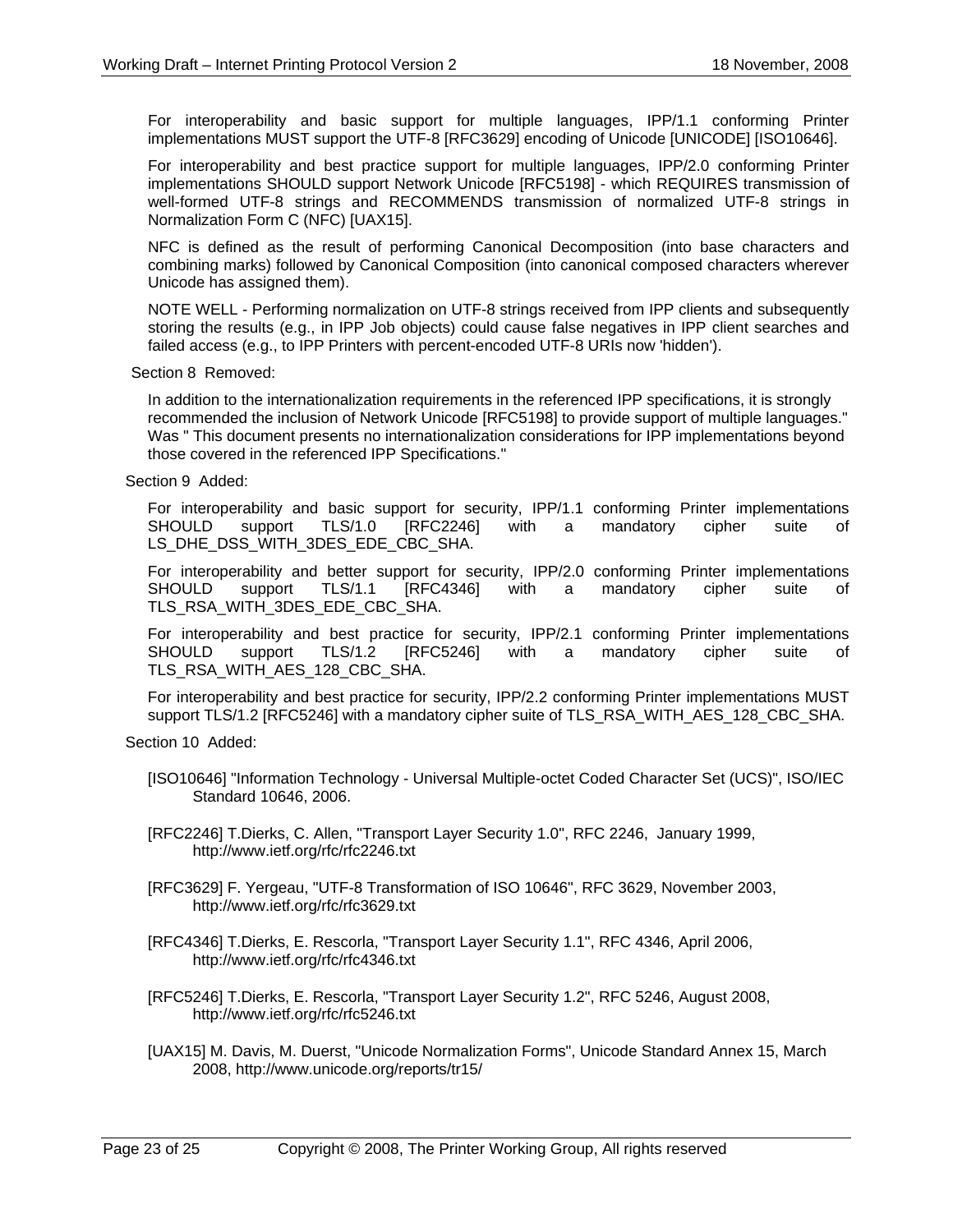For interoperability and basic support for multiple languages, IPP/1.1 conforming Printer implementations MUST support the UTF-8 [RFC3629] encoding of Unicode [UNICODE] [ISO10646].

For interoperability and best practice support for multiple languages, IPP/2.0 conforming Printer implementations SHOULD support Network Unicode [RFC5198] - which REQUIRES transmission of well-formed UTF-8 strings and RECOMMENDS transmission of normalized UTF-8 strings in Normalization Form C (NFC) [UAX15].

NFC is defined as the result of performing Canonical Decomposition (into base characters and combining marks) followed by Canonical Composition (into canonical composed characters wherever Unicode has assigned them).

NOTE WELL - Performing normalization on UTF-8 strings received from IPP clients and subsequently storing the results (e.g., in IPP Job objects) could cause false negatives in IPP client searches and failed access (e.g., to IPP Printers with percent-encoded UTF-8 URIs now 'hidden').

Section 8 Removed:

In addition to the internationalization requirements in the referenced IPP specifications, it is strongly recommended the inclusion of Network Unicode [RFC5198] to provide support of multiple languages." Was " This document presents no internationalization considerations for IPP implementations beyond those covered in the referenced IPP Specifications."

Section 9 Added:

For interoperability and basic support for security, IPP/1.1 conforming Printer implementations SHOULD support TLS/1.0 [RFC2246] with a mandatory cipher suite of LS_DHE_DSS_WITH_3DES_EDE_CBC_SHA.

For interoperability and better support for security, IPP/2.0 conforming Printer implementations SHOULD support TLS/1.1 [RFC4346] with a mandatory cipher suite of TLS_RSA_WITH_3DES_EDE_CBC_SHA.

For interoperability and best practice for security, IPP/2.1 conforming Printer implementations SHOULD support TLS/1.2 [RFC5246] with a mandatory cipher suite of TLS_RSA_WITH_AES_128_CBC_SHA.

For interoperability and best practice for security, IPP/2.2 conforming Printer implementations MUST support TLS/1.2 [RFC5246] with a mandatory cipher suite of TLS_RSA_WITH_AES_128_CBC_SHA.

Section 10 Added:

[ISO10646] "Information Technology - Universal Multiple-octet Coded Character Set (UCS)", ISO/IEC Standard 10646, 2006.

[RFC2246] T.Dierks, C. Allen, "Transport Layer Security 1.0", RFC 2246, January 1999, http://www.ietf.org/rfc/rfc2246.txt

[RFC3629] F. Yergeau, "UTF-8 Transformation of ISO 10646", RFC 3629, November 2003, http://www.ietf.org/rfc/rfc3629.txt

[RFC4346] T.Dierks, E. Rescorla, "Transport Layer Security 1.1", RFC 4346, April 2006, http://www.ietf.org/rfc/rfc4346.txt

[RFC5246] T.Dierks, E. Rescorla, "Transport Layer Security 1.2", RFC 5246, August 2008, http://www.ietf.org/rfc/rfc5246.txt

[UAX15] M. Davis, M. Duerst, "Unicode Normalization Forms", Unicode Standard Annex 15, March 2008, http://www.unicode.org/reports/tr15/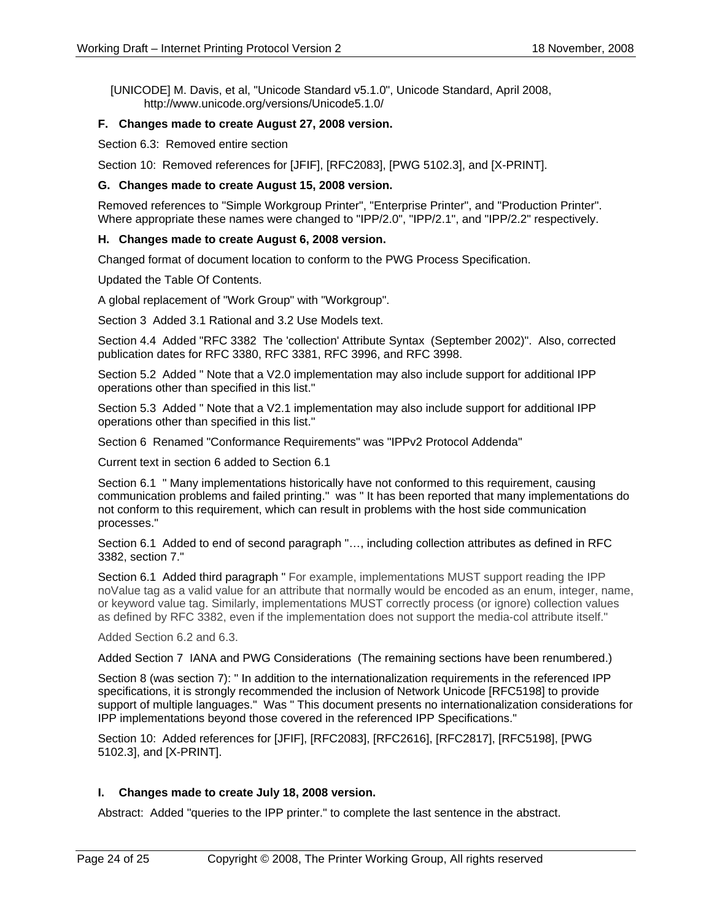[UNICODE] M. Davis, et al, "Unicode Standard v5.1.0", Unicode Standard, April 2008, http://www.unicode.org/versions/Unicode5.1.0/

### F. Changes made to create August 27, 2008 version.

Section 6.3: Removed entire section

Section 10: Removed references for [JFIF], [RFC2083], [PWG 5102.3], and [X-PRINT].

### G. Changes made to create August 15, 2008 version.

Removed references to "Simple Workgroup Printer", "Enterprise Printer", and "Production Printer". Where appropriate these names were changed to "IPP/2.0", "IPP/2.1", and "IPP/2.2" respectively.

### H. Changes made to create August 6, 2008 version.

Changed format of document location to conform to the PWG Process Specification.

Updated the Table Of Contents.

A global replacement of "Work Group" with "Workgroup".

Section 3 Added 3.1 Rational and 3.2 Use Models text.

Section 4.4 Added "RFC 3382 The 'collection' Attribute Syntax (September 2002)". Also, corrected publication dates for RFC 3380, RFC 3381, RFC 3996, and RFC 3998.

Section 5.2 Added " Note that a V2.0 implementation may also include support for additional IPP operations other than specified in this list."

Section 5.3 Added " Note that a V2.1 implementation may also include support for additional IPP operations other than specified in this list."

Section 6 Renamed "Conformance Requirements" was "IPPv2 Protocol Addenda"

Current text in section 6 added to Section 6.1

Section 6.1 " Many implementations historically have not conformed to this requirement, causing communication problems and failed printing." was " It has been reported that many implementations do not conform to this requirement, which can result in problems with the host side communication processes."

Section 6.1 Added to end of second paragraph "…, including collection attributes as defined in RFC 3382, section 7."

Section 6.1 Added third paragraph " For example, implementations MUST support reading the IPP noValue tag as a valid value for an attribute that normally would be encoded as an enum, integer, name, or keyword value tag. Similarly, implementations MUST correctly process (or ignore) collection values as defined by RFC 3382, even if the implementation does not support the media-col attribute itself."

Added Section 6.2 and 6.3.

Added Section 7 IANA and PWG Considerations (The remaining sections have been renumbered.)

Section 8 (was section 7): " In addition to the internationalization requirements in the referenced IPP specifications, it is strongly recommended the inclusion of Network Unicode [RFC5198] to provide support of multiple languages." Was " This document presents no internationalization considerations for IPP implementations beyond those covered in the referenced IPP Specifications."

Section 10: Added references for [JFIF], [RFC2083], [RFC2616], [RFC2817], [RFC5198], [PWG 5102.3], and [X-PRINT].

### I. Changes made to create July 18, 2008 version.

Abstract: Added "queries to the IPP printer." to complete the last sentence in the abstract.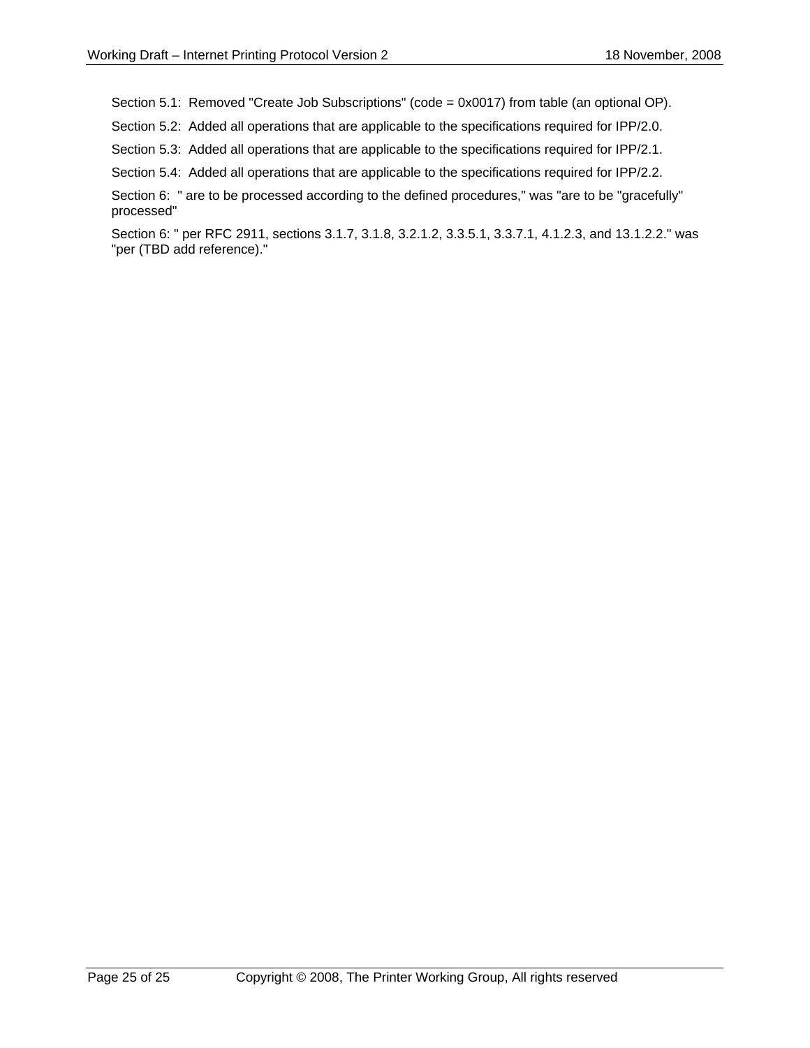Section 5.1:  Removed "Create Job Subscriptions" (code = 0x0017) from table (an optional OP).

Section 5.2:  Added all operations that are applicable to the specifications required for IPP/2.0.

Section 5.3:  Added all operations that are applicable to the specifications required for IPP/2.1.

Section 5.4:  Added all operations that are applicable to the specifications required for IPP/2.2.

Section 6:  " are to be processed according to the defined procedures," was "are to be "gracefully" processed"

Section 6: " per RFC 2911, sections 3.1.7, 3.1.8, 3.2.1.2, 3.3.5.1, 3.3.7.1, 4.1.2.3, and 13.1.2.2." was "per (TBD add reference)."